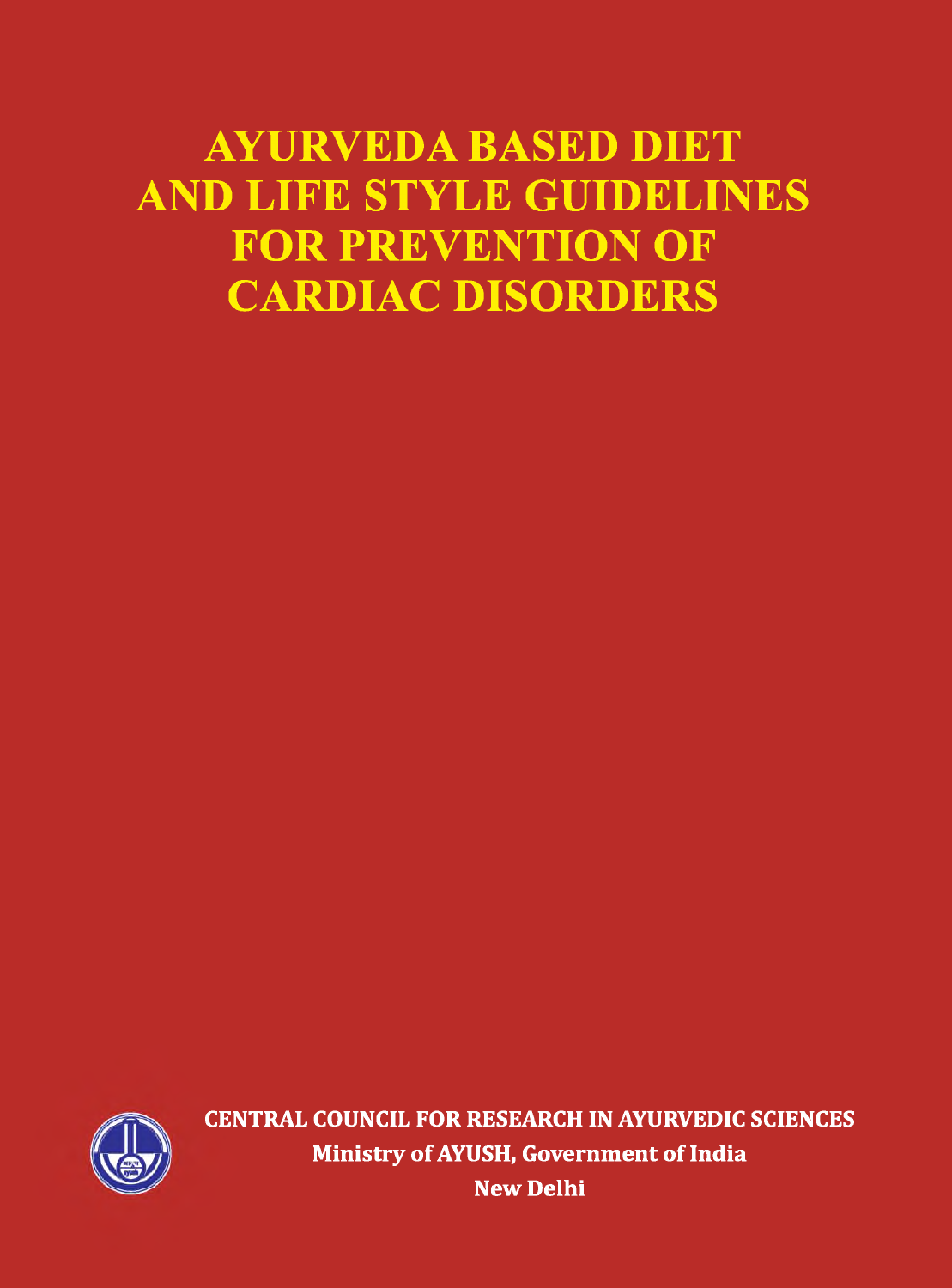# AYURVEDA BASED DIET AND LIFE STYLE GUIDELINES FOR PREVENTION OF CARDIAC DISORDERS

**CENTRAL COUNCIL FOR RESEARCH IN AYURVEDIC SCIENCES**

**Ministry of AYUSH, Government of India**

**New Delhi**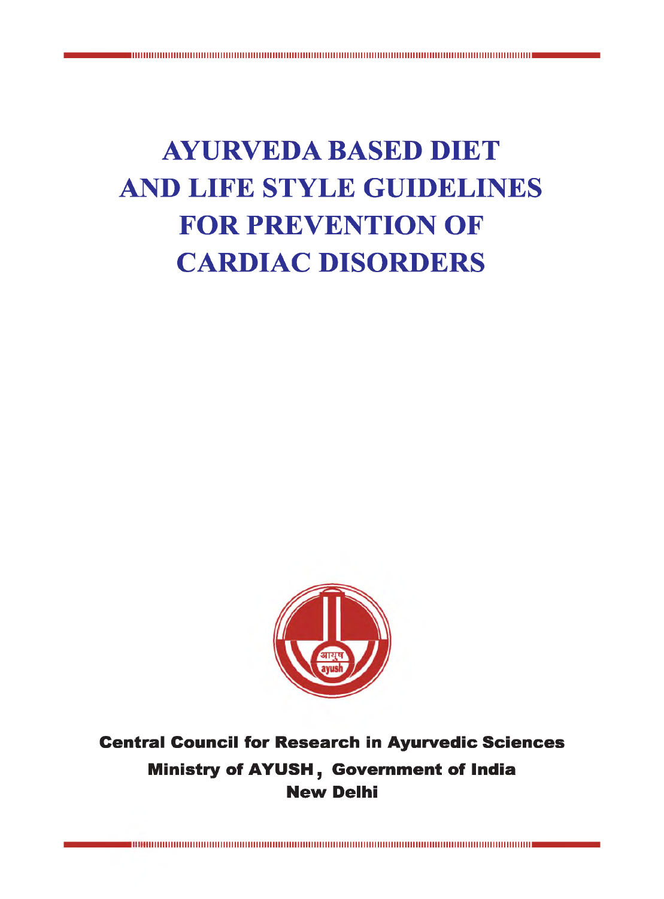# AYURVEDA BASED DIET AND LIFE STYLE GUIDELINES FOR PREVENTION OF CARDIAC DISORDERS

**Central Council for Research in Ayurvedic Sciences**

**Ministry of AYUSH, Government of India**

**New Delhi**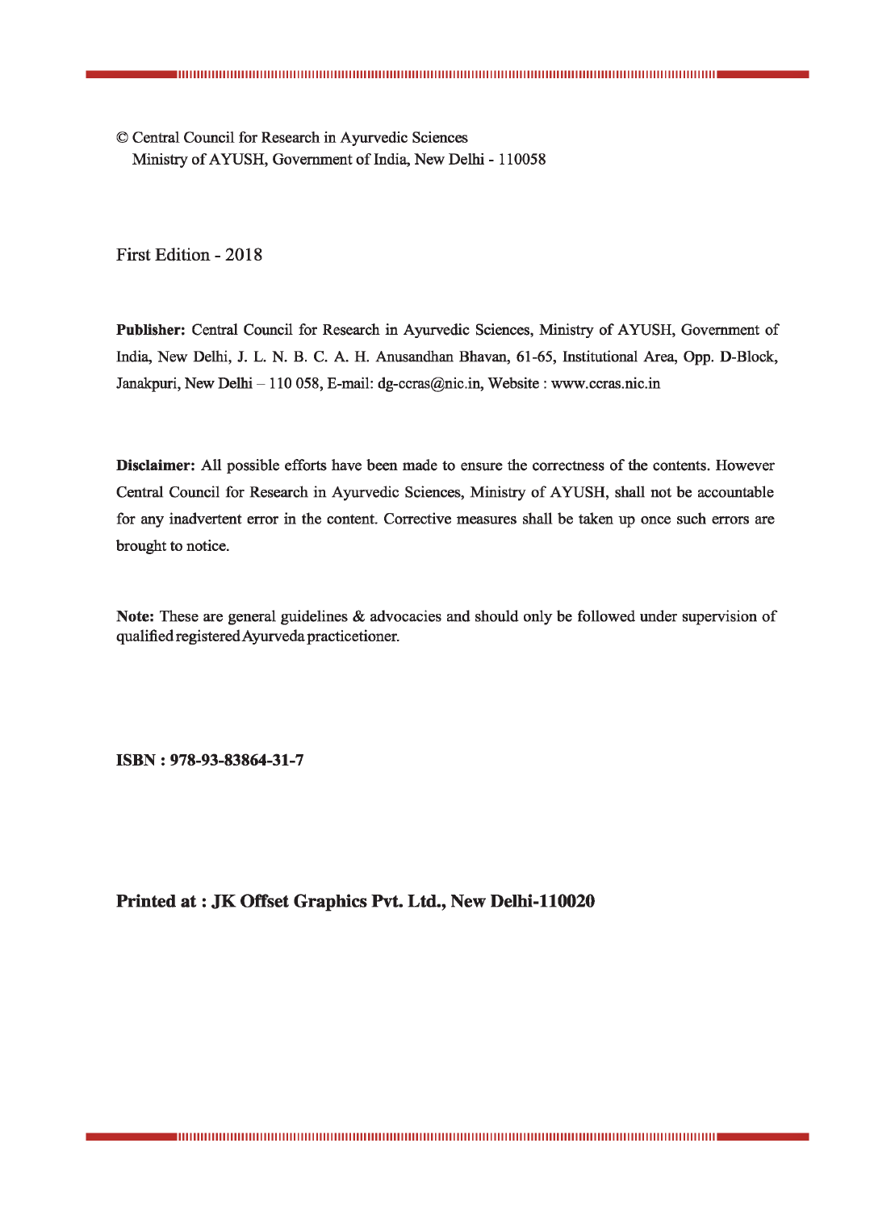© Central Council for Research in Ayurvedic Sciences
Ministry of AYUSH, Government of India, New Delhi - 110058

First Edition - 2018

**Publisher:** Central Council for Research in Ayurvedic Sciences, Ministry of AYUSH, Government of India, New Delhi, J. L. N. B. C. A. H. Anusandhan Bhavan, 61-65, Institutional Area, Opp. D-Block, Janakpuri, New Delhi – 110 058, E-mail: dg-ccras@nic.in, Website : www.ccras.nic.in

**Disclaimer:** All possible efforts have been made to ensure the correctness of the contents. However Central Council for Research in Ayurvedic Sciences, Ministry of AYUSH, shall not be accountable for any inadvertent error in the content. Corrective measures shall be taken up once such errors are brought to notice.

**Note:** These are general guidelines & advocacies and should only be followed under supervision of qualified registered Ayurveda practicetioner.

**ISBN : 978-93-83864-31-7**

**Printed at : JK Offset Graphics Pvt. Ltd., New Delhi-110020**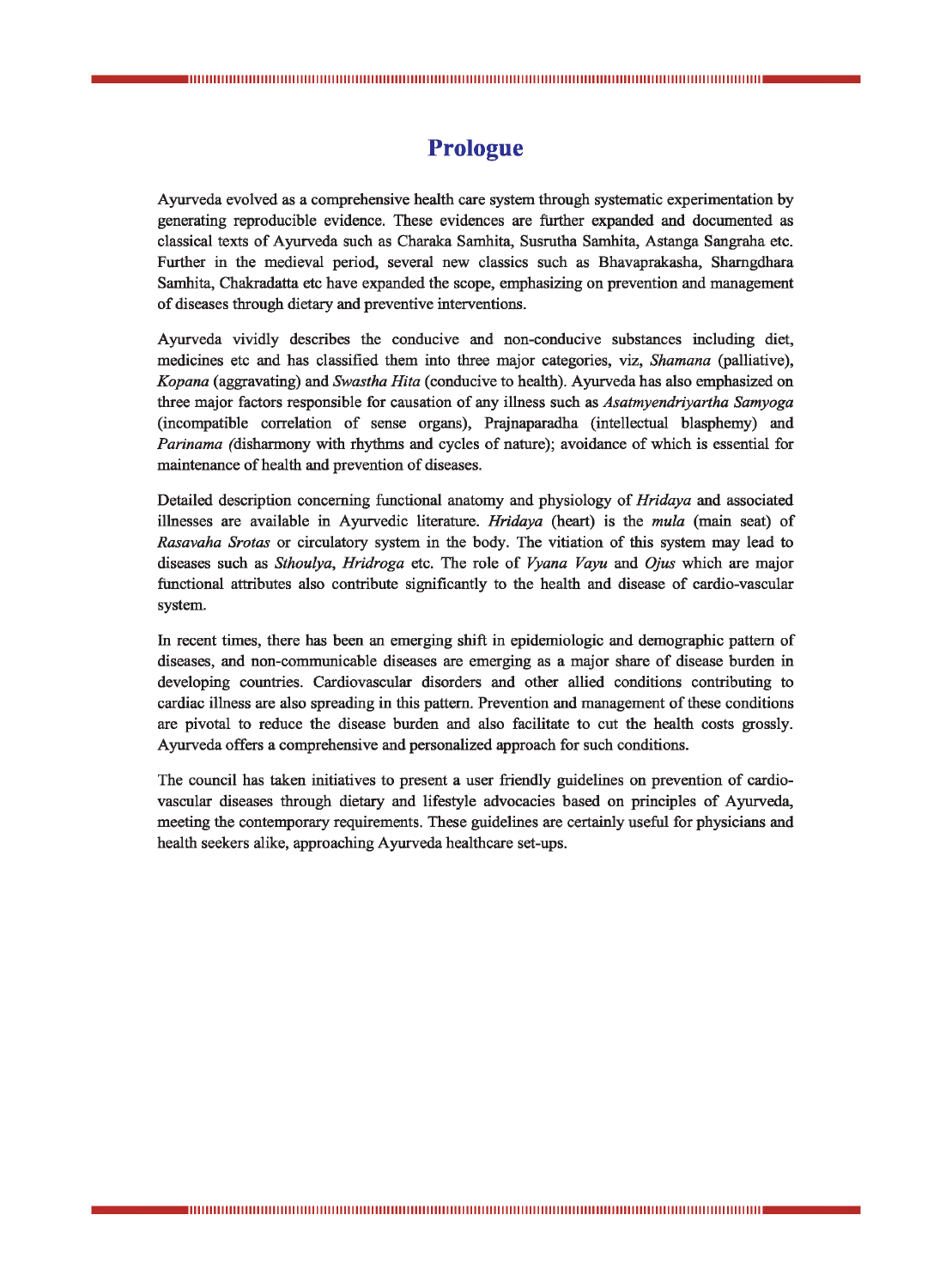# Prologue

Ayurveda evolved as a comprehensive health care system through systematic experimentation by generating reproducible evidence. These evidences are further expanded and documented as classical texts of Ayurveda such as Charaka Samhita, Susrutha Samhita, Astanga Sangraha etc. Further in the medieval period, several new classics such as Bhavaprakasha, Sharngdhara Samhita, Chakradatta etc have expanded the scope, emphasizing on prevention and management of diseases through dietary and preventive interventions.

Ayurveda vividly describes the conducive and non-conducive substances including diet, medicines etc and has classified them into three major categories, viz, *Shamana* (palliative), *Kopana* (aggravating) and *Swastha Hita* (conducive to health). Ayurveda has also emphasized on three major factors responsible for causation of any illness such as *Asatmyendriyartha Samyoga* (incompatible correlation of sense organs), Prajnaparadha (intellectual blasphemy) and *Parinama (*disharmony with rhythms and cycles of nature); avoidance of which is essential for maintenance of health and prevention of diseases.

Detailed description concerning functional anatomy and physiology of *Hridaya* and associated illnesses are available in Ayurvedic literature. *Hridaya* (heart) is the *mula* (main seat) of *Rasavaha Srotas* or circulatory system in the body. The vitiation of this system may lead to diseases such as *Sthoulya*, *Hridroga* etc. The role of *Vyana Vayu* and *Ojus* which are major functional attributes also contribute significantly to the health and disease of cardio-vascular system.

In recent times, there has been an emerging shift in epidemiologic and demographic pattern of diseases, and non-communicable diseases are emerging as a major share of disease burden in developing countries. Cardiovascular disorders and other allied conditions contributing to cardiac illness are also spreading in this pattern. Prevention and management of these conditions are pivotal to reduce the disease burden and also facilitate to cut the health costs grossly. Ayurveda offers a comprehensive and personalized approach for such conditions.

The council has taken initiatives to present a user friendly guidelines on prevention of cardio-vascular diseases through dietary and lifestyle advocacies based on principles of Ayurveda, meeting the contemporary requirements. These guidelines are certainly useful for physicians and health seekers alike, approaching Ayurveda healthcare set-ups.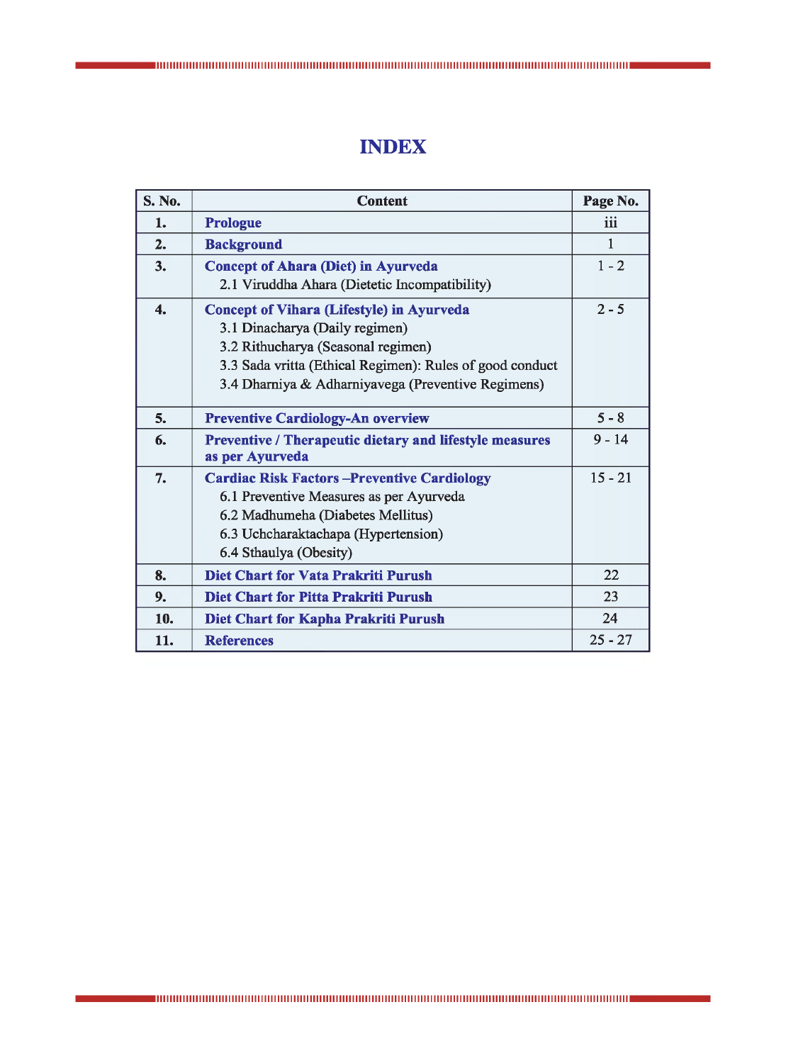# INDEX

| S. No. | Content | Page No. |
|---|---|---|
| 1. | **Prologue** | iii |
| 2. | **Background** | 1 |
| 3. | **Concept of Ahara (Diet) in Ayurveda**<br>2.1 Viruddha Ahara (Dietetic Incompatibility) | 1 - 2 |
| 4. | **Concept of Vihara (Lifestyle) in Ayurveda**<br>3.1 Dinacharya (Daily regimen)<br>3.2 Rithucharya (Seasonal regimen)<br>3.3 Sada vritta (Ethical Regimen): Rules of good conduct<br>3.4 Dharniya & Adharniyavega (Preventive Regimens) | 2 - 5 |
| 5. | **Preventive Cardiology-An overview** | 5 - 8 |
| 6. | **Preventive / Therapeutic dietary and lifestyle measures as per Ayurveda** | 9 - 14 |
| 7. | **Cardiac Risk Factors –Preventive Cardiology**<br>6.1 Preventive Measures as per Ayurveda<br>6.2 Madhumeha (Diabetes Mellitus)<br>6.3 Uchcharaktachapa (Hypertension)<br>6.4 Sthaulya (Obesity) | 15 - 21 |
| 8. | **Diet Chart for Vata Prakriti Purush** | 22 |
| 9. | **Diet Chart for Pitta Prakriti Purush** | 23 |
| 10. | **Diet Chart for Kapha Prakriti Purush** | 24 |
| 11. | **References** | 25 - 27 |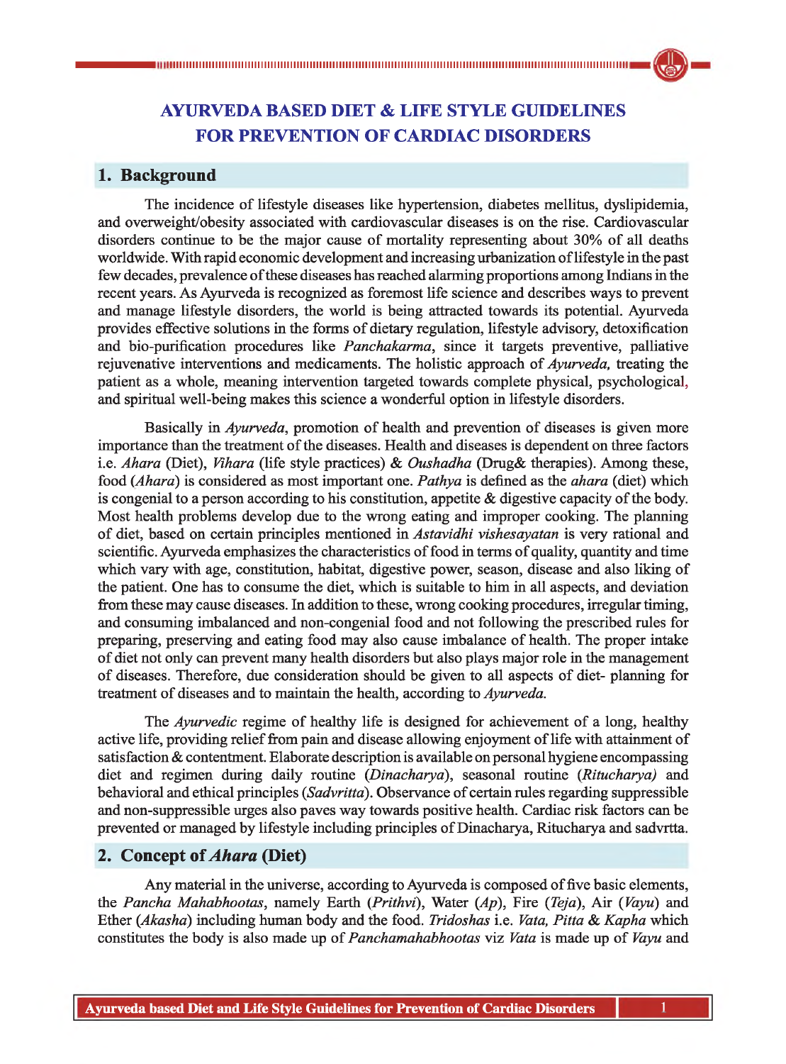# AYURVEDA BASED DIET & LIFE STYLE GUIDELINES FOR PREVENTION OF CARDIAC DISORDERS

## 1. Background

The incidence of lifestyle diseases like hypertension, diabetes mellitus, dyslipidemia, and overweight/obesity associated with cardiovascular diseases is on the rise. Cardiovascular disorders continue to be the major cause of mortality representing about 30% of all deaths worldwide. With rapid economic development and increasing urbanization of lifestyle in the past few decades, prevalence of these diseases has reached alarming proportions among Indians in the recent years. As Ayurveda is recognized as foremost life science and describes ways to prevent and manage lifestyle disorders, the world is being attracted towards its potential. Ayurveda provides effective solutions in the forms of dietary regulation, lifestyle advisory, detoxification and bio-purification procedures like *Panchakarma*, since it targets preventive, palliative rejuvenative interventions and medicaments. The holistic approach of *Ayurveda,* treating the patient as a whole, meaning intervention targeted towards complete physical, psychological, and spiritual well-being makes this science a wonderful option in lifestyle disorders.

Basically in *Ayurveda*, promotion of health and prevention of diseases is given more importance than the treatment of the diseases. Health and diseases is dependent on three factors i.e. *Ahara* (Diet), *Vihara* (life style practices) & *Oushadha* (Drug& therapies). Among these, food (*Ahara*) is considered as most important one. *Pathya* is defined as the *ahara* (diet) which is congenial to a person according to his constitution, appetite & digestive capacity of the body. Most health problems develop due to the wrong eating and improper cooking. The planning of diet, based on certain principles mentioned in *Astavidhi vishesayatan* is very rational and scientific. Ayurveda emphasizes the characteristics of food in terms of quality, quantity and time which vary with age, constitution, habitat, digestive power, season, disease and also liking of the patient. One has to consume the diet, which is suitable to him in all aspects, and deviation from these may cause diseases. In addition to these, wrong cooking procedures, irregular timing, and consuming imbalanced and non-congenial food and not following the prescribed rules for preparing, preserving and eating food may also cause imbalance of health. The proper intake of diet not only can prevent many health disorders but also plays major role in the management of diseases. Therefore, due consideration should be given to all aspects of diet- planning for treatment of diseases and to maintain the health, according to *Ayurveda.*

The *Ayurvedic* regime of healthy life is designed for achievement of a long, healthy active life, providing relief from pain and disease allowing enjoyment of life with attainment of satisfaction & contentment. Elaborate description is available on personal hygiene encompassing diet and regimen during daily routine (*Dinacharya*), seasonal routine (*Ritucharya)* and behavioral and ethical principles (*Sadvritta*). Observance of certain rules regarding suppressible and non-suppressible urges also paves way towards positive health. Cardiac risk factors can be prevented or managed by lifestyle including principles of Dinacharya, Ritucharya and sadvrtta.

## 2. Concept of *Ahara* (Diet)

Any material in the universe, according to Ayurveda is composed of five basic elements, the *Pancha Mahabhootas*, namely Earth (*Prithvi*), Water (*Ap*), Fire (*Teja*), Air (*Vayu*) and Ether (*Akasha*) including human body and the food. *Tridoshas* i.e. *Vata, Pitta & Kapha* which constitutes the body is also made up of *Panchamahabhootas* viz *Vata* is made up of *Vayu* and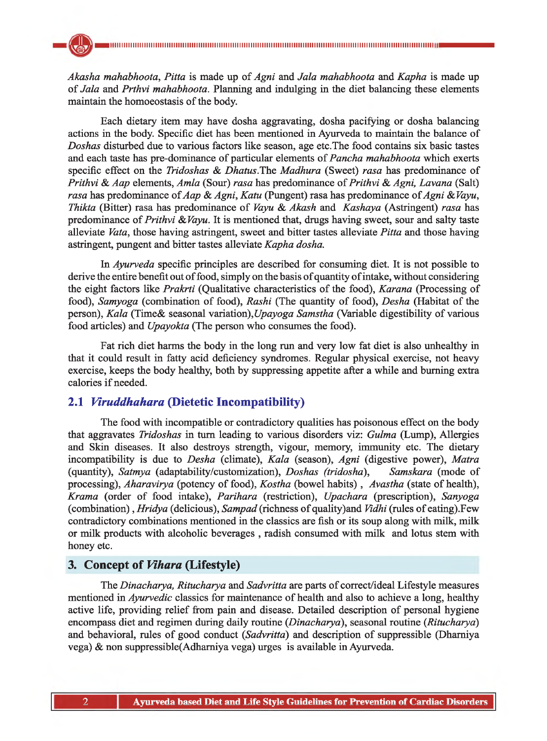*Akasha mahabhoota*, *Pitta* is made up of *Agni* and *Jala mahabhoota* and *Kapha* is made up of *Jala* and *Prthvi mahabhoota*. Planning and indulging in the diet balancing these elements maintain the homoeostasis of the body.

Each dietary item may have dosha aggravating, dosha pacifying or dosha balancing actions in the body. Specific diet has been mentioned in Ayurveda to maintain the balance of *Doshas* disturbed due to various factors like season, age etc.The food contains six basic tastes and each taste has pre-dominance of particular elements of *Pancha mahabhoota* which exerts specific effect on the *Tridoshas* & *Dhatus*.The *Madhura* (Sweet) *rasa* has predominance of *Prithvi* & *Aap* elements, *Amla* (Sour) *rasa* has predominance of *Prithvi* & *Agni, Lavana* (Salt) *rasa* has predominance of *Aap* & *Agni*, *Katu* (Pungent) rasa has predominance of *Agni* &*Vayu*, *Thikta* (Bitter) rasa has predominance of *Vayu* & *Akash* and *Kashaya* (Astringent) *rasa* has predominance of *Prithvi* &*Vayu*. It is mentioned that, drugs having sweet, sour and salty taste alleviate *Vata*, those having astringent, sweet and bitter tastes alleviate *Pitta* and those having astringent, pungent and bitter tastes alleviate *Kapha dosha.*

In *Ayurveda* specific principles are described for consuming diet. It is not possible to derive the entire benefit out of food, simply on the basis of quantity of intake, without considering the eight factors like *Prakrti* (Qualitative characteristics of the food), *Karana* (Processing of food), *Samyoga* (combination of food), *Rashi* (The quantity of food), *Desha* (Habitat of the person), *Kala* (Time& seasonal variation),*Upayoga Samstha* (Variable digestibility of various food articles) and *Upayokta* (The person who consumes the food).

Fat rich diet harms the body in the long run and very low fat diet is also unhealthy in that it could result in fatty acid deficiency syndromes. Regular physical exercise, not heavy exercise, keeps the body healthy, both by suppressing appetite after a while and burning extra calories if needed.

### 2.1 *Viruddhahara* (Dietetic Incompatibility)

The food with incompatible or contradictory qualities has poisonous effect on the body that aggravates *Tridoshas* in turn leading to various disorders viz: *Gulma* (Lump), Allergies and Skin diseases. It also destroys strength, vigour, memory, immunity etc. The dietary incompatibility is due to *Desha* (climate), *Kala* (season), *Agni* (digestive power), *Matra* (quantity), *Satmya* (adaptability/customization), *Doshas (tridosha)*, *Samskara* (mode of processing), *Aharavirya* (potency of food), *Kostha* (bowel habits) , *Avastha* (state of health), *Krama* (order of food intake), *Parihara* (restriction), *Upachara* (prescription), *Sanyoga* (combination) , *Hridya* (delicious), *Sampad* (richness of quality)and *Vidhi* (rules of eating).Few contradictory combinations mentioned in the classics are fish or its soup along with milk, milk or milk products with alcoholic beverages , radish consumed with milk and lotus stem with honey etc.

## 3. Concept of *Vihara* (Lifestyle)

The *Dinacharya, Ritucharya* and *Sadvritta* are parts of correct/ideal Lifestyle measures mentioned in *Ayurvedic* classics for maintenance of health and also to achieve a long, healthy active life, providing relief from pain and disease. Detailed description of personal hygiene encompass diet and regimen during daily routine (*Dinacharya*), seasonal routine (*Ritucharya*) and behavioral, rules of good conduct (*Sadvritta*) and description of suppressible (Dharniya vega) & non suppressible(Adharniya vega) urges is available in Ayurveda.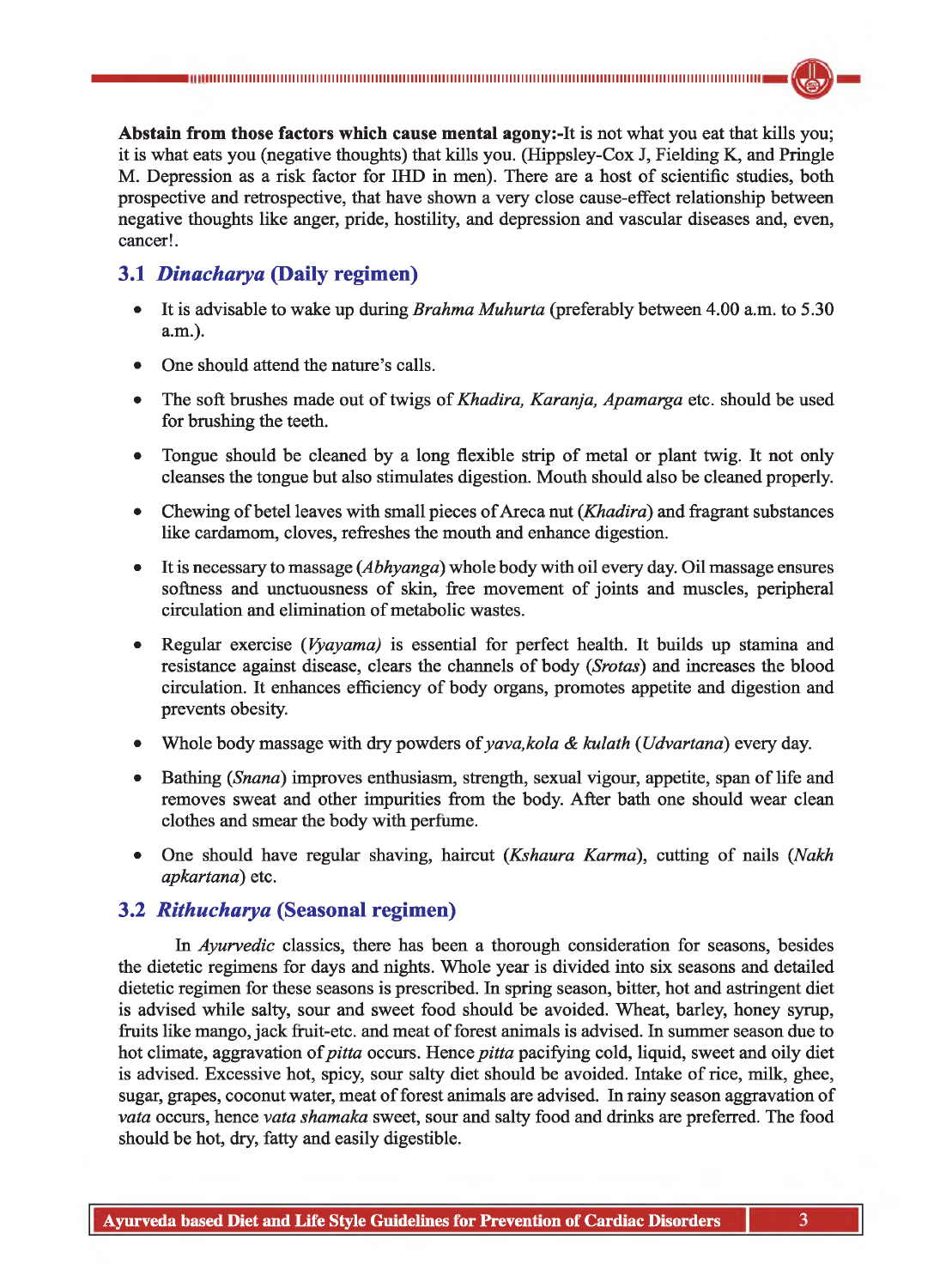**Abstain from those factors which cause mental agony:-**It is not what you eat that kills you; it is what eats you (negative thoughts) that kills you. (Hippsley-Cox J, Fielding K, and Pringle M. Depression as a risk factor for IHD in men). There are a host of scientific studies, both prospective and retrospective, that have shown a very close cause-effect relationship between negative thoughts like anger, pride, hostility, and depression and vascular diseases and, even, cancer!.

## 3.1 *Dinacharya* (Daily regimen)

- It is advisable to wake up during *Brahma Muhurta* (preferably between 4.00 a.m. to 5.30 a.m.).
- One should attend the nature's calls.
- The soft brushes made out of twigs of *Khadira, Karanja, Apamarga* etc. should be used for brushing the teeth.
- Tongue should be cleaned by a long flexible strip of metal or plant twig. It not only cleanses the tongue but also stimulates digestion. Mouth should also be cleaned properly.
- Chewing of betel leaves with small pieces of Areca nut (*Khadira*) and fragrant substances like cardamom, cloves, refreshes the mouth and enhance digestion.
- It is necessary to massage (*Abhyanga*) whole body with oil every day. Oil massage ensures softness and unctuousness of skin, free movement of joints and muscles, peripheral circulation and elimination of metabolic wastes.
- Regular exercise (*Vyayama*) is essential for perfect health. It builds up stamina and resistance against disease, clears the channels of body (*Srotas*) and increases the blood circulation. It enhances efficiency of body organs, promotes appetite and digestion and prevents obesity.
- Whole body massage with dry powders of *yava,kola & kulath* (*Udvartana*) every day.
- Bathing (*Snana*) improves enthusiasm, strength, sexual vigour, appetite, span of life and removes sweat and other impurities from the body. After bath one should wear clean clothes and smear the body with perfume.
- One should have regular shaving, haircut (*Kshaura Karma*), cutting of nails (*Nakh apkartana*) etc.

## 3.2 *Rithucharya* (Seasonal regimen)

In *Ayurvedic* classics, there has been a thorough consideration for seasons, besides the dietetic regimens for days and nights. Whole year is divided into six seasons and detailed dietetic regimen for these seasons is prescribed. In spring season, bitter, hot and astringent diet is advised while salty, sour and sweet food should be avoided. Wheat, barley, honey syrup, fruits like mango, jack fruit-etc. and meat of forest animals is advised. In summer season due to hot climate, aggravation of *pitta* occurs. Hence *pitta* pacifying cold, liquid, sweet and oily diet is advised. Excessive hot, spicy, sour salty diet should be avoided. Intake of rice, milk, ghee, sugar, grapes, coconut water, meat of forest animals are advised. In rainy season aggravation of *vata* occurs, hence *vata shamaka* sweet, sour and salty food and drinks are preferred. The food should be hot, dry, fatty and easily digestible.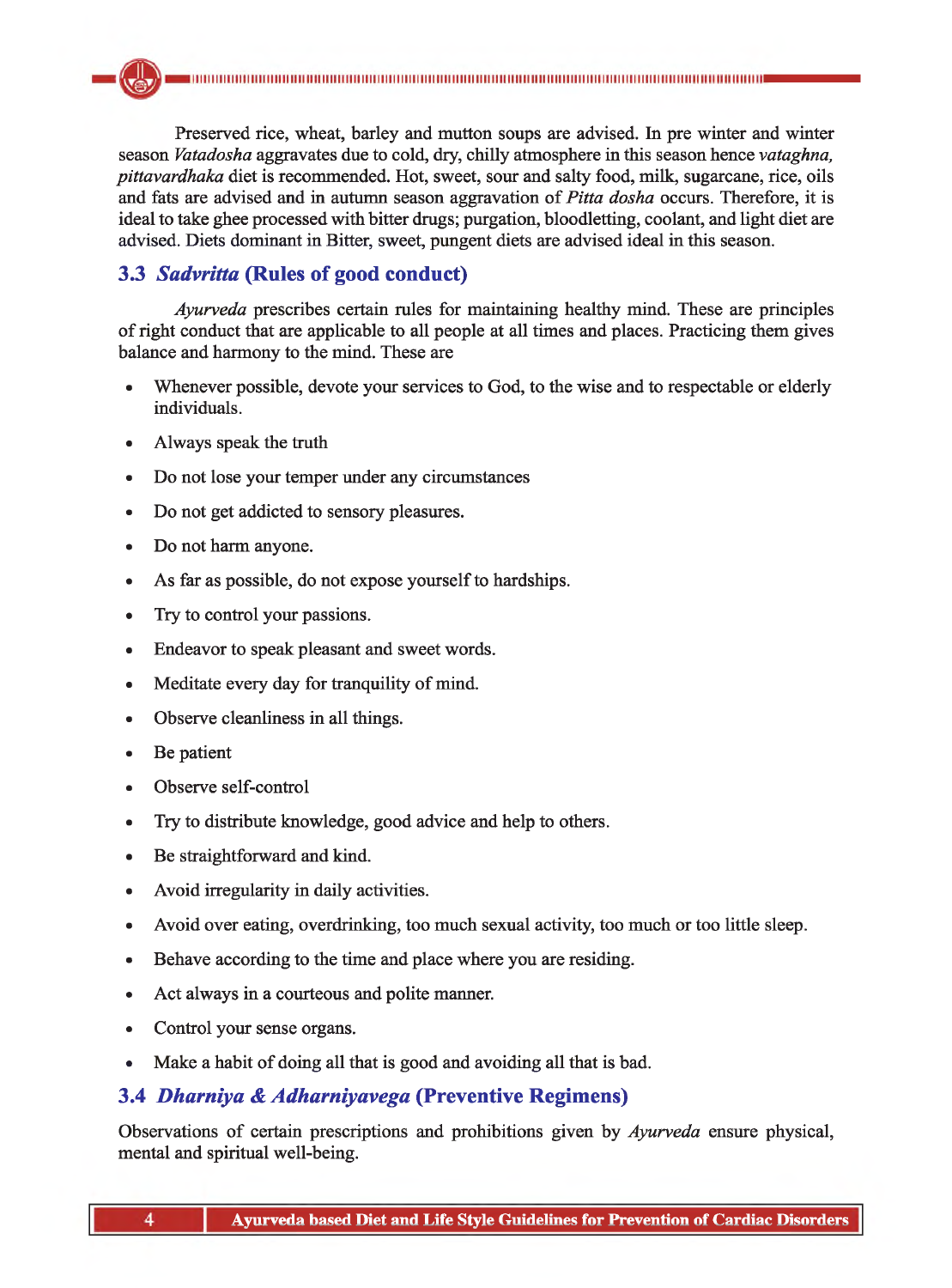Preserved rice, wheat, barley and mutton soups are advised. In pre winter and winter season *Vatadosha* aggravates due to cold, dry, chilly atmosphere in this season hence *vataghna, pittavardhaka* diet is recommended. Hot, sweet, sour and salty food, milk, sugarcane, rice, oils and fats are advised and in autumn season aggravation of *Pitta dosha* occurs. Therefore, it is ideal to take ghee processed with bitter drugs; purgation, bloodletting, coolant, and light diet are advised. Diets dominant in Bitter, sweet, pungent diets are advised ideal in this season.

## 3.3 *Sadvritta* (Rules of good conduct)

*Ayurveda* prescribes certain rules for maintaining healthy mind. These are principles of right conduct that are applicable to all people at all times and places. Practicing them gives balance and harmony to the mind. These are

- Whenever possible, devote your services to God, to the wise and to respectable or elderly individuals.
- Always speak the truth
- Do not lose your temper under any circumstances
- Do not get addicted to sensory pleasures.
- Do not harm anyone.
- As far as possible, do not expose yourself to hardships.
- Try to control your passions.
- Endeavor to speak pleasant and sweet words.
- Meditate every day for tranquility of mind.
- Observe cleanliness in all things.
- Be patient
- Observe self-control
- Try to distribute knowledge, good advice and help to others.
- Be straightforward and kind.
- Avoid irregularity in daily activities.
- Avoid over eating, overdrinking, too much sexual activity, too much or too little sleep.
- Behave according to the time and place where you are residing.
- Act always in a courteous and polite manner.
- Control your sense organs.
- Make a habit of doing all that is good and avoiding all that is bad.

## 3.4 *Dharniya & Adharniyavega* (Preventive Regimens)

Observations of certain prescriptions and prohibitions given by *Ayurveda* ensure physical, mental and spiritual well-being.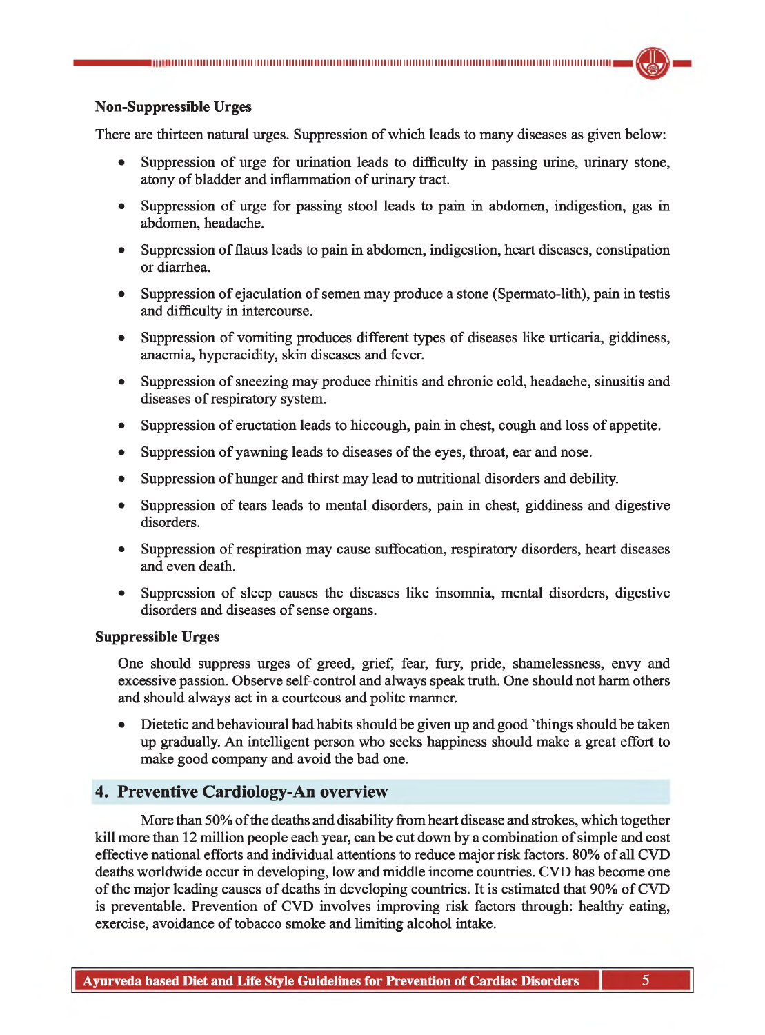**Non-Suppressible Urges**

There are thirteen natural urges. Suppression of which leads to many diseases as given below:

- Suppression of urge for urination leads to difficulty in passing urine, urinary stone, atony of bladder and inflammation of urinary tract.
- Suppression of urge for passing stool leads to pain in abdomen, indigestion, gas in abdomen, headache.
- Suppression of flatus leads to pain in abdomen, indigestion, heart diseases, constipation or diarrhea.
- Suppression of ejaculation of semen may produce a stone (Spermato-lith), pain in testis and difficulty in intercourse.
- Suppression of vomiting produces different types of diseases like urticaria, giddiness, anaemia, hyperacidity, skin diseases and fever.
- Suppression of sneezing may produce rhinitis and chronic cold, headache, sinusitis and diseases of respiratory system.
- Suppression of eructation leads to hiccough, pain in chest, cough and loss of appetite.
- Suppression of yawning leads to diseases of the eyes, throat, ear and nose.
- Suppression of hunger and thirst may lead to nutritional disorders and debility.
- Suppression of tears leads to mental disorders, pain in chest, giddiness and digestive disorders.
- Suppression of respiration may cause suffocation, respiratory disorders, heart diseases and even death.
- Suppression of sleep causes the diseases like insomnia, mental disorders, digestive disorders and diseases of sense organs.

**Suppressible Urges**

One should suppress urges of greed, grief, fear, fury, pride, shamelessness, envy and excessive passion. Observe self-control and always speak truth. One should not harm others and should always act in a courteous and polite manner.

- Dietetic and behavioural bad habits should be given up and good `things should be taken up gradually. An intelligent person who seeks happiness should make a great effort to make good company and avoid the bad one.

## 4. Preventive Cardiology-An overview

More than 50% of the deaths and disability from heart disease and strokes, which together kill more than 12 million people each year, can be cut down by a combination of simple and cost effective national efforts and individual attentions to reduce major risk factors. 80% of all CVD deaths worldwide occur in developing, low and middle income countries. CVD has become one of the major leading causes of deaths in developing countries. It is estimated that 90% of CVD is preventable. Prevention of CVD involves improving risk factors through: healthy eating, exercise, avoidance of tobacco smoke and limiting alcohol intake.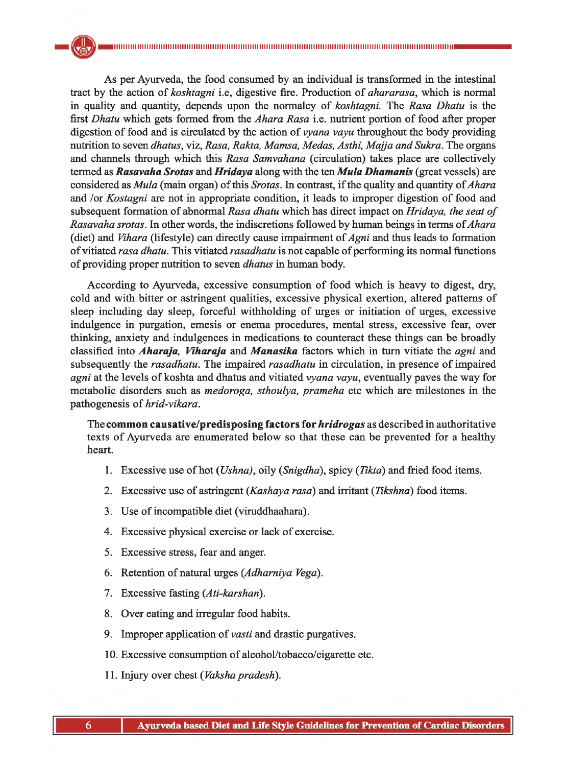As per Ayurveda, the food consumed by an individual is transformed in the intestinal tract by the action of *koshtagni* i.e, digestive fire. Production of *ahararasa*, which is normal in quality and quantity, depends upon the normalcy of *koshtagni.* The *Rasa Dhatu* is the first *Dhatu* which gets formed from the *Ahara Rasa* i.e. nutrient portion of food after proper digestion of food and is circulated by the action of *vyana vayu* throughout the body providing nutrition to seven *dhatus*, viz, *Rasa, Rakta, Mamsa, Medas, Asthi, Majja and Sukra*. The organs and channels through which this *Rasa Samvahana* (circulation) takes place are collectively termed as ***Rasavaha Srotas*** and ***Hridaya*** along with the ten ***Mula Dhamanis*** (great vessels) are considered as *Mula* (main organ) of this *Srotas*. In contrast, if the quality and quantity of *Ahara* and /or *Kostagni* are not in appropriate condition, it leads to improper digestion of food and subsequent formation of abnormal *Rasa dhatu* which has direct impact on *Hridaya, the seat of Rasavaha srotas*. In other words, the indiscretions followed by human beings in terms of *Ahara* (diet) and *Vihara* (lifestyle) can directly cause impairment of *Agni* and thus leads to formation of vitiated *rasa dhatu*. This vitiated *rasadhatu* is not capable of performing its normal functions of providing proper nutrition to seven *dhatus* in human body.

According to Ayurveda, excessive consumption of food which is heavy to digest, dry, cold and with bitter or astringent qualities, excessive physical exertion, altered patterns of sleep including day sleep, forceful withholding of urges or initiation of urges, excessive indulgence in purgation, emesis or enema procedures, mental stress, excessive fear, over thinking, anxiety and indulgences in medications to counteract these things can be broadly classified into ***Aharaja, Viharaja*** and ***Manasika*** factors which in turn vitiate the *agni* and subsequently the *rasadhatu*. The impaired *rasadhatu* in circulation, in presence of impaired *agni* at the levels of koshta and dhatus and vitiated *vyana vayu*, eventually paves the way for metabolic disorders such as *medoroga, sthoulya, prameha* etc which are milestones in the pathogenesis of *hrid-vikara*.

The **common causative/predisposing factors for *hridrogas*** as described in authoritative texts of Ayurveda are enumerated below so that these can be prevented for a healthy heart.

1. Excessive use of hot (*Ushna*), oily (*Snigdha*), spicy (*Tikta*) and fried food items.
2. Excessive use of astringent (*Kashaya rasa*) and irritant (*Tikshna*) food items.
3. Use of incompatible diet (viruddhaahara).
4. Excessive physical exercise or lack of exercise.
5. Excessive stress, fear and anger.
6. Retention of natural urges (*Adharniya Vega*).
7. Excessive fasting (*Ati-karshan*).
8. Over eating and irregular food habits.
9. Improper application of *vasti* and drastic purgatives.
10. Excessive consumption of alcohol/tobacco/cigarette etc.
11. Injury over chest (*Vaksha pradesh*).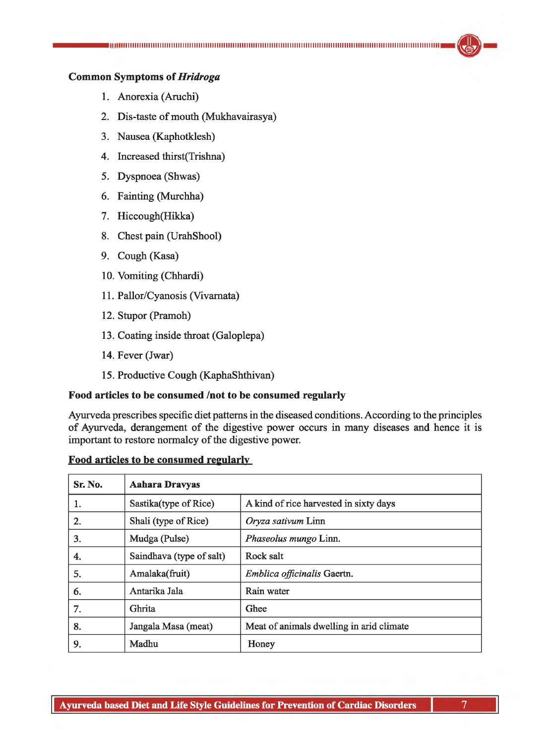**Common Symptoms of *Hridroga***

1. Anorexia (Aruchi)
2. Dis-taste of mouth (Mukhavairasya)
3. Nausea (Kaphotklesh)
4. Increased thirst(Trishna)
5. Dyspnoea (Shwas)
6. Fainting (Murchha)
7. Hiccough(Hikka)
8. Chest pain (UrahShool)
9. Cough (Kasa)
10. Vomiting (Chhardi)
11. Pallor/Cyanosis (Vivarnata)
12. Stupor (Pramoh)
13. Coating inside throat (Galoplepa)
14. Fever (Jwar)
15. Productive Cough (KaphaShthivan)

**Food articles to be consumed /not to be consumed regularly**

Ayurveda prescribes specific diet patterns in the diseased conditions. According to the principles of Ayurveda, derangement of the digestive power occurs in many diseases and hence it is important to restore normalcy of the digestive power.

**Food articles to be consumed regularly**

| Sr. No. | Aahara Dravyas | |
|---|---|---|
| 1. | Sastika(type of Rice) | A kind of rice harvested in sixty days |
| 2. | Shali (type of Rice) | *Oryza sativum* Linn |
| 3. | Mudga (Pulse) | *Phaseolus mungo* Linn. |
| 4. | Saindhava (type of salt) | Rock salt |
| 5. | Amalaka(fruit) | *Emblica officinalis* Gaertn. |
| 6. | Antarika Jala | Rain water |
| 7. | Ghrita | Ghee |
| 8. | Jangala Masa (meat) | Meat of animals dwelling in arid climate |
| 9. | Madhu | Honey |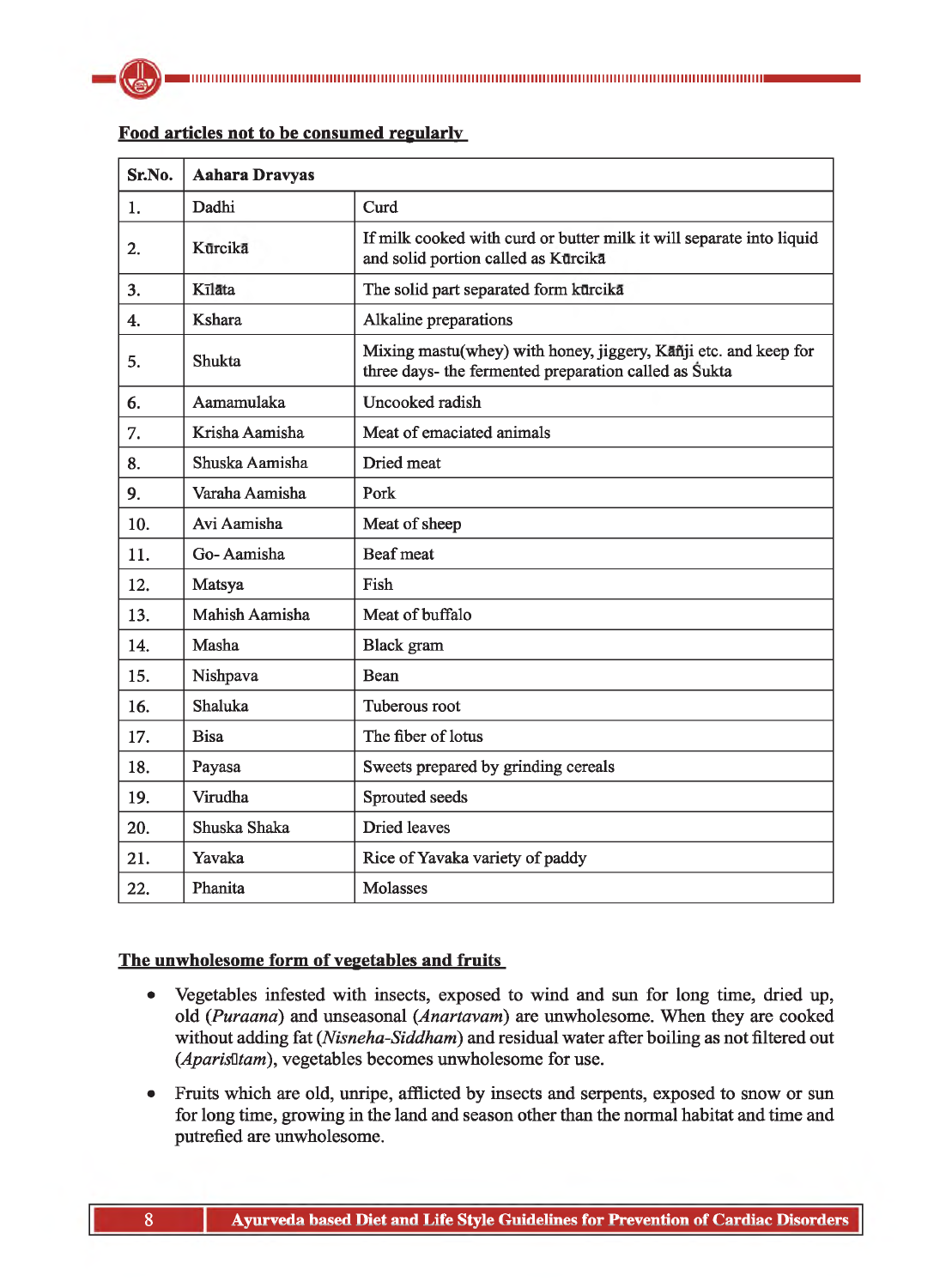**Food articles not to be consumed regularly**

| Sr.No. | Aahara Dravyas | |
|---|---|---|
| 1. | Dadhi | Curd |
| 2. | Kūrcikā | If milk cooked with curd or butter milk it will separate into liquid and solid portion called as Kūrcikā |
| 3. | Kīlāta | The solid part separated form kūrcikā |
| 4. | Kshara | Alkaline preparations |
| 5. | Shukta | Mixing mastu(whey) with honey, jiggery, Kāñji etc. and keep for three days- the fermented preparation called as Śukta |
| 6. | Aamamulaka | Uncooked radish |
| 7. | Krisha Aamisha | Meat of emaciated animals |
| 8. | Shuska Aamisha | Dried meat |
| 9. | Varaha Aamisha | Pork |
| 10. | Avi Aamisha | Meat of sheep |
| 11. | Go- Aamisha | Beaf meat |
| 12. | Matsya | Fish |
| 13. | Mahish Aamisha | Meat of buffalo |
| 14. | Masha | Black gram |
| 15. | Nishpava | Bean |
| 16. | Shaluka | Tuberous root |
| 17. | Bisa | The fiber of lotus |
| 18. | Payasa | Sweets prepared by grinding cereals |
| 19. | Virudha | Sprouted seeds |
| 20. | Shuska Shaka | Dried leaves |
| 21. | Yavaka | Rice of Yavaka variety of paddy |
| 22. | Phanita | Molasses |

**The unwholesome form of vegetables and fruits**

- Vegetables infested with insects, exposed to wind and sun for long time, dried up, old (*Puraana*) and unseasonal (*Anartavam*) are unwholesome. When they are cooked without adding fat (*Nisneha-Siddham*) and residual water after boiling as not filtered out (*Aparisṛtam*), vegetables becomes unwholesome for use.
- Fruits which are old, unripe, afflicted by insects and serpents, exposed to snow or sun for long time, growing in the land and season other than the normal habitat and time and putrefied are unwholesome.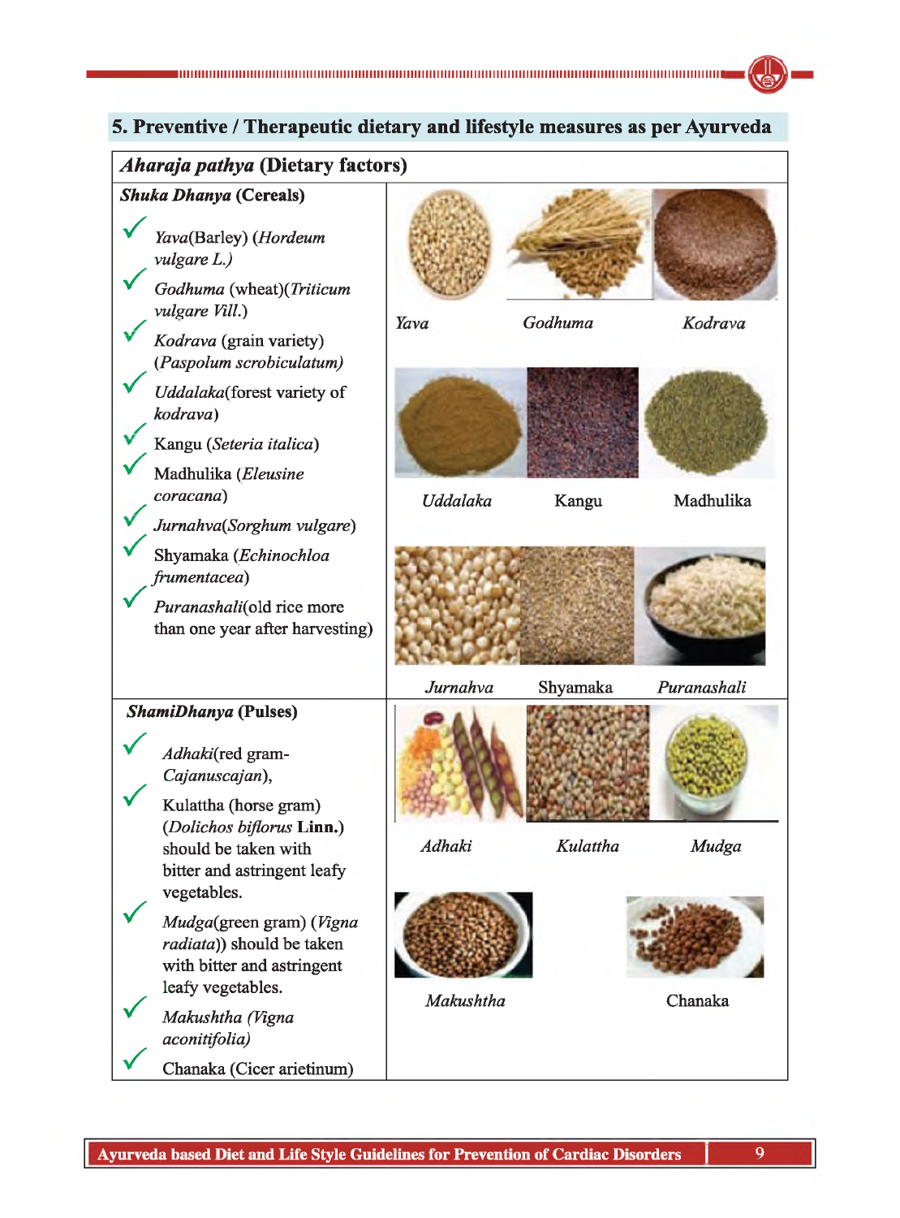## 5. Preventive / Therapeutic dietary and lifestyle measures as per Ayurveda

### *Aharaja pathya* (Dietary factors)

**_Shuka Dhanya_ (Cereals)**

- ✓ *Yava*(Barley) (*Hordeum vulgare L.)*
- ✓ *Godhuma* (wheat)(*Triticum vulgare Vill.*)
- ✓ *Kodrava* (grain variety) (*Paspolum scrobiculatum)*
- ✓ *Uddalaka*(forest variety of *kodrava*)
- ✓ Kangu (*Seteria italica*)
- ✓ Madhulika (*Eleusine coracana*)
- ✓ *Jurnahva*(*Sorghum vulgare*)
- ✓ Shyamaka (*Echinochloa frumentacea*)
- ✓ *Puranashali*(old rice more than one year after harvesting)

*Yava* | *Godhuma* | *Kodrava*

*Uddalaka* | Kangu | Madhulika

*Jurnahva* | Shyamaka | *Puranashali*

**_ShamiDhanya_ (Pulses)**

- ✓ *Adhaki*(red gram-*Cajanuscajan*),
- ✓ Kulattha (horse gram) (*Dolichos biflorus* **Linn.**) should be taken with bitter and astringent leafy vegetables.
- ✓ *Mudga*(green gram) (*Vigna radiata*)) should be taken with bitter and astringent leafy vegetables.
- ✓ *Makushtha (Vigna aconitifolia)*
- ✓ Chanaka (Cicer arietinum)

*Adhaki* | *Kulattha* | *Mudga*

*Makushtha* | Chanaka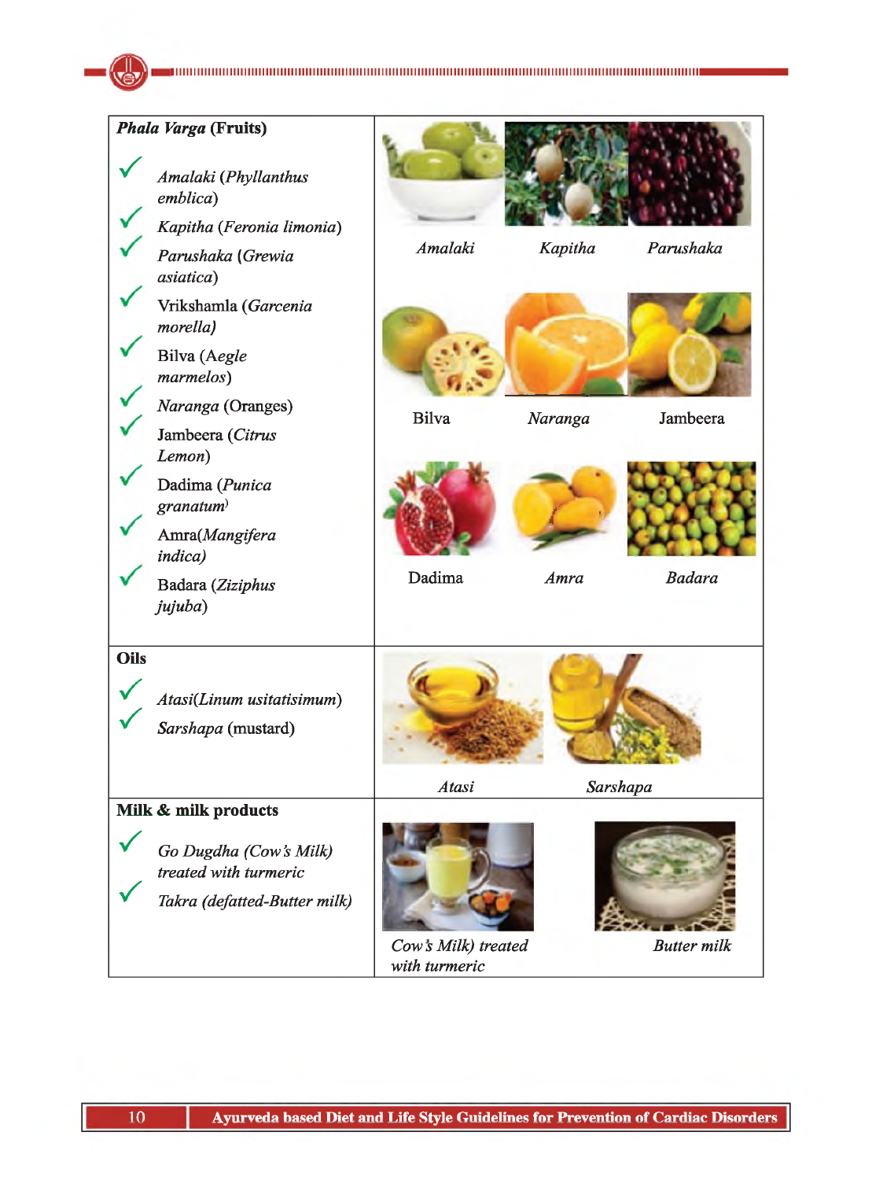| | |
|---|---|
| ***Phala Varga* (Fruits)**<br>✓ *Amalaki* (*Phyllanthus emblica*)<br>✓ *Kapitha* (*Feronia limonia*)<br>✓ *Parushaka* (*Grewia asiatica*)<br>✓ Vrikshamla (*Garcenia morella)*<br>✓ Bilva (*Aegle marmelos*)<br>✓ *Naranga* (Oranges)<br>✓ Jambeera (*Citrus Lemon*)<br>✓ Dadima (*Punica granatum*)<br>✓ Amra(*Mangifera indica)*<br>✓ Badara (*Ziziphus jujuba*) | *Amalaki* · *Kapitha* · *Parushaka*<br>Bilva · *Naranga* · Jambeera<br>Dadima · *Amra* · *Badara* |
| **Oils**<br>✓ *Atasi(Linum usitatisimum)*<br>✓ *Sarshapa* (mustard) | *Atasi* · *Sarshapa* |
| **Milk & milk products**<br>✓ *Go Dugdha (Cow's Milk) treated with turmeric*<br>✓ *Takra (defatted-Butter milk)* | *Cow's Milk) treated with turmeric* · *Butter milk* |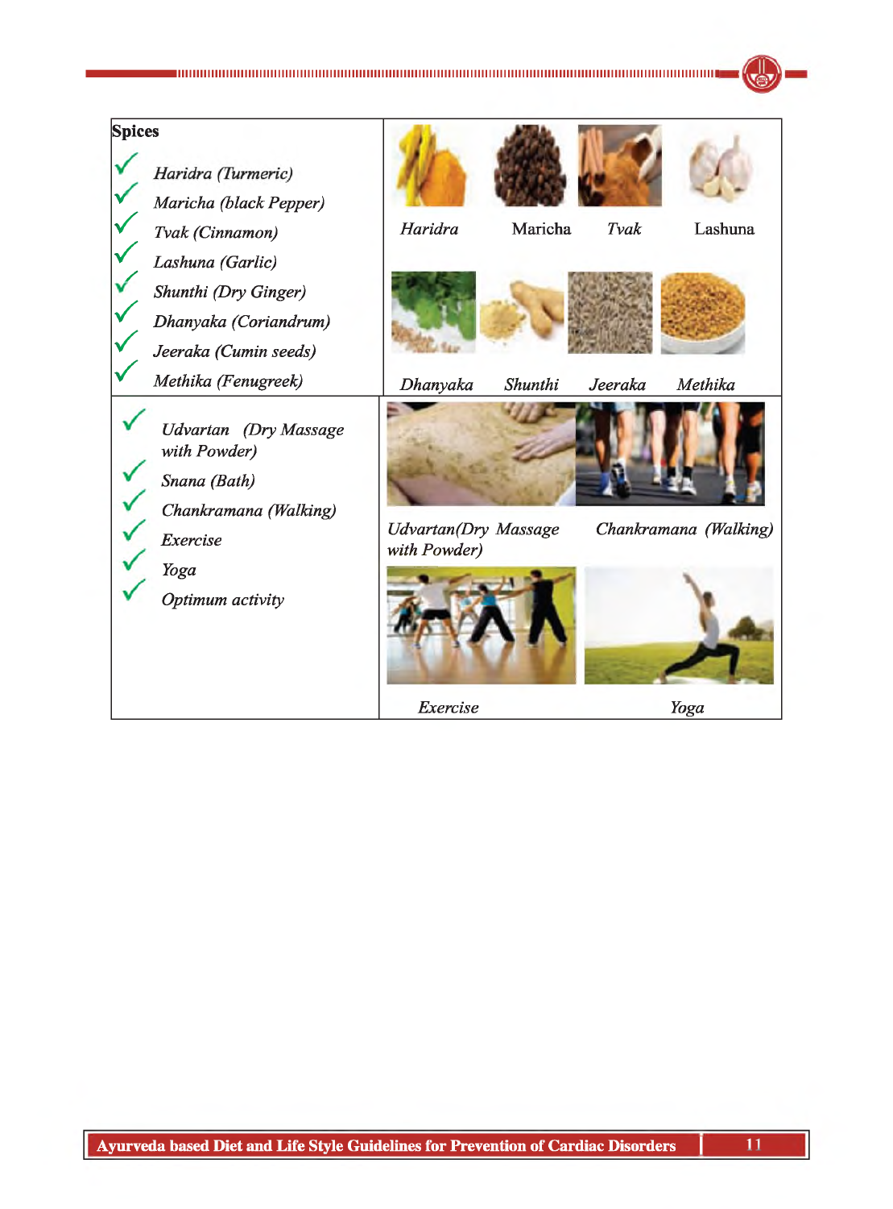| **Spices** | |
|---|---|
| ✓ *Haridra (Turmeric)*<br>✓ *Maricha (black Pepper)*<br>✓ *Tvak (Cinnamon)*<br>✓ *Lashuna (Garlic)*<br>✓ *Shunthi (Dry Ginger)*<br>✓ *Dhanyaka (Coriandrum)*<br>✓ *Jeeraka (Cumin seeds)*<br>✓ *Methika (Fenugreek)* | *Haridra* Maricha *Tvak* Lashuna<br>*Dhanyaka* *Shunthi* *Jeeraka* *Methika* |
| ✓ *Udvartan (Dry Massage with Powder)*<br>✓ *Snana (Bath)*<br>✓ *Chankramana (Walking)*<br>✓ *Exercise*<br>✓ *Yoga*<br>✓ *Optimum activity* | *Udvartan(Dry Massage with Powder)* *Chankramana (Walking)*<br>*Exercise* *Yoga* |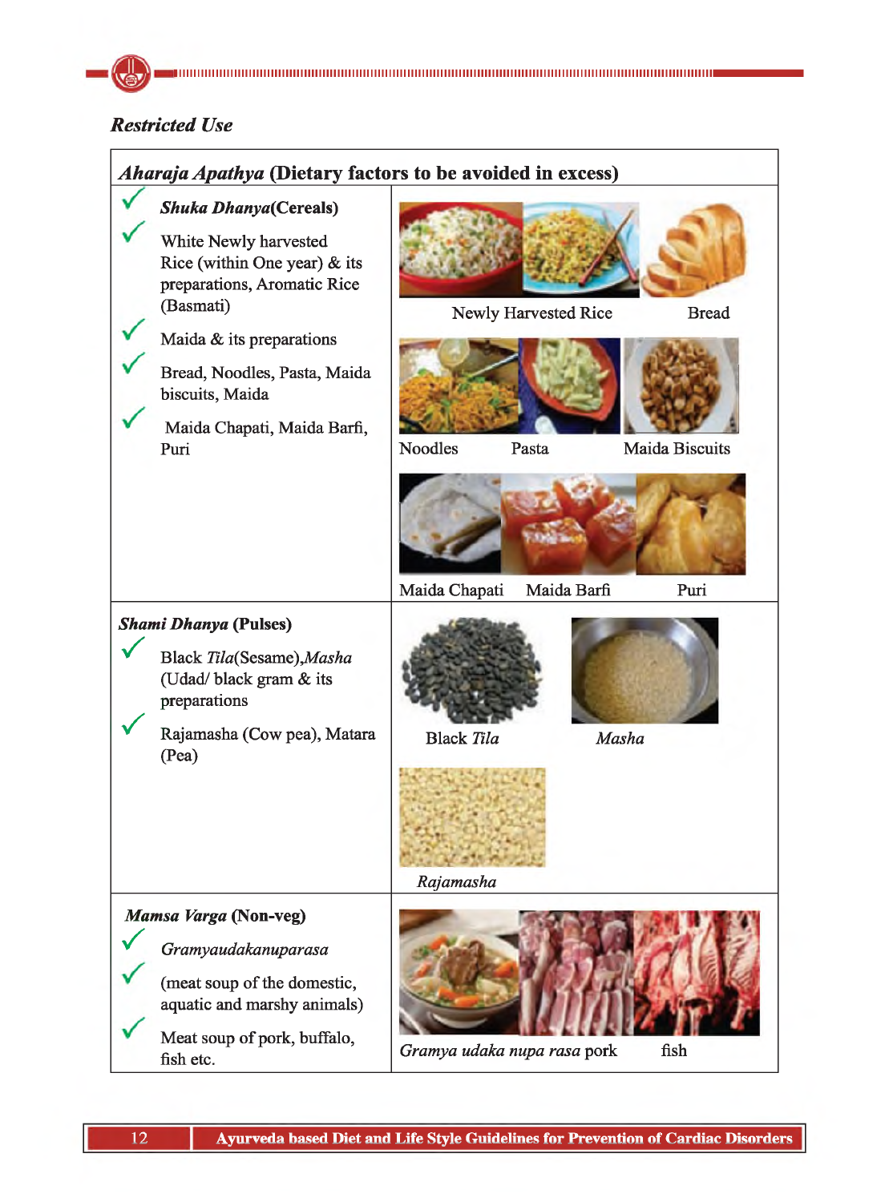### *Restricted Use*

| ***Aharaja Apathya* (Dietary factors to be avoided in excess)** | |
|---|---|
| ✓ ***Shuka Dhanya*(Cereals)**<br>✓ White Newly harvested Rice (within One year) & its preparations, Aromatic Rice (Basmati)<br>✓ Maida & its preparations<br>✓ Bread, Noodles, Pasta, Maida biscuits, Maida<br>✓ Maida Chapati, Maida Barfi, Puri | Newly Harvested Rice &nbsp; Bread<br>Noodles &nbsp; Pasta &nbsp; Maida Biscuits<br>Maida Chapati &nbsp; Maida Barfi &nbsp; Puri |
| ***Shami Dhanya* (Pulses)**<br>✓ Black *Tila*(Sesame),*Masha* (Udad/ black gram & its preparations<br>✓ Rajamasha (Cow pea), Matara (Pea) | Black *Tila* &nbsp; *Masha*<br>*Rajamasha* |
| ***Mamsa Varga* (Non-veg)**<br>✓ *Gramyaudakanuparasa*<br>✓ (meat soup of the domestic, aquatic and marshy animals)<br>✓ Meat soup of pork, buffalo, fish etc. | *Gramya udaka nupa rasa* pork &nbsp; fish |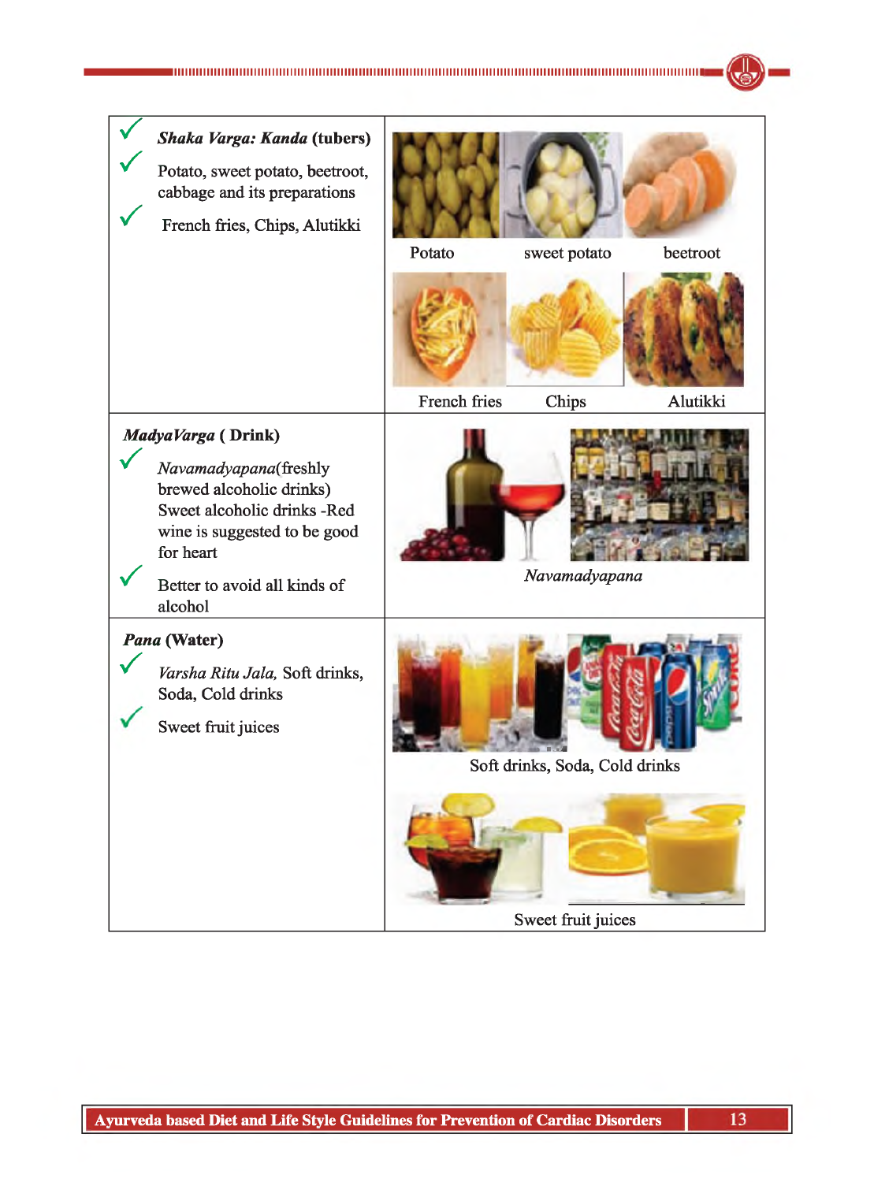| | |
|---|---|
| ✓ ***Shaka Varga: Kanda* (tubers)**<br>✓ Potato, sweet potato, beetroot, cabbage and its preparations<br>✓ French fries, Chips, Alutikki | Potato   sweet potato   beetroot<br>French fries   Chips   Alutikki |
| ***MadyaVarga* ( Drink)**<br>✓ *Navamadyapana*(freshly brewed alcoholic drinks) Sweet alcoholic drinks -Red wine is suggested to be good for heart<br>✓ Better to avoid all kinds of alcohol | *Navamadyapana* |
| ***Pana* (Water)**<br>✓ *Varsha Ritu Jala,* Soft drinks, Soda, Cold drinks<br>✓ Sweet fruit juices | Soft drinks, Soda, Cold drinks<br>Sweet fruit juices |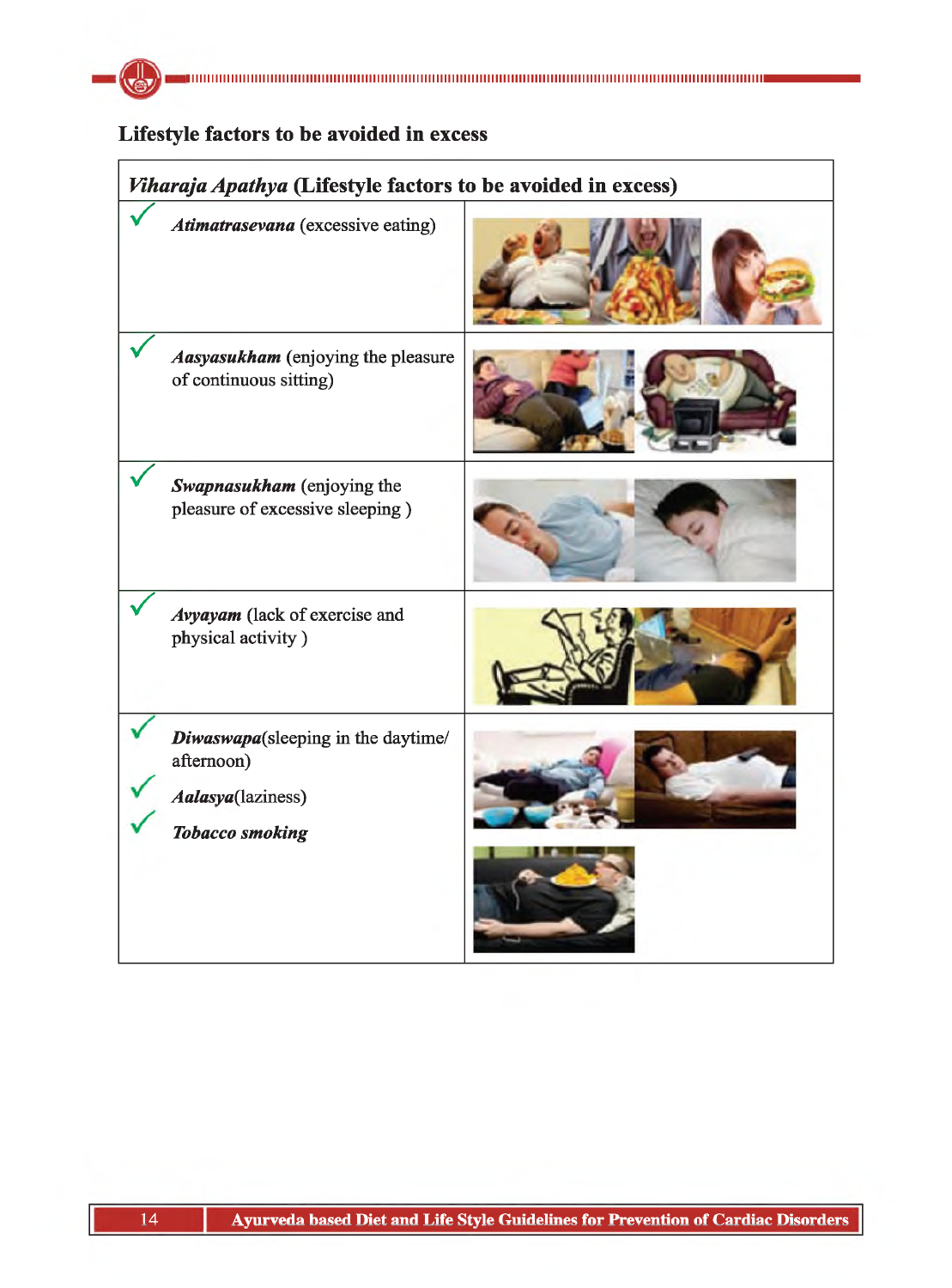## Lifestyle factors to be avoided in excess

| *Viharaja Apathya* (Lifestyle factors to be avoided in excess) | |
|---|---|
| ✓ ***Atimatrasevana*** (excessive eating) | |
| ✓ ***Aasyasukham*** (enjoying the pleasure of continuous sitting) | |
| ✓ ***Swapnasukham*** (enjoying the pleasure of excessive sleeping ) | |
| ✓ ***Avyayam*** (lack of exercise and physical activity ) | |
| ✓ ***Diwaswapa***(sleeping in the daytime/ afternoon)<br>✓ ***Aalasya***(laziness)<br>✓ ***Tobacco smoking*** | |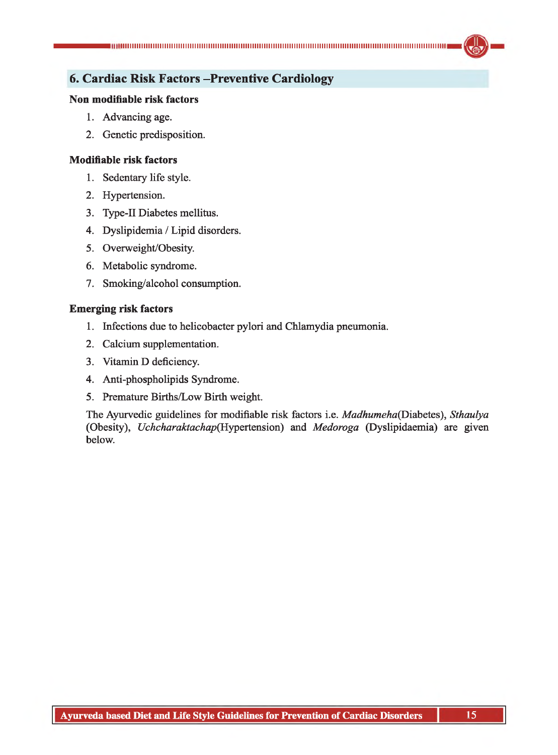## 6. Cardiac Risk Factors –Preventive Cardiology

**Non modifiable risk factors**

1. Advancing age.
2. Genetic predisposition.

**Modifiable risk factors**

1. Sedentary life style.
2. Hypertension.
3. Type-II Diabetes mellitus.
4. Dyslipidemia / Lipid disorders.
5. Overweight/Obesity.
6. Metabolic syndrome.
7. Smoking/alcohol consumption.

**Emerging risk factors**

1. Infections due to helicobacter pylori and Chlamydia pneumonia.
2. Calcium supplementation.
3. Vitamin D deficiency.
4. Anti-phospholipids Syndrome.
5. Premature Births/Low Birth weight.

The Ayurvedic guidelines for modifiable risk factors i.e. *Madhumeha*(Diabetes), *Sthaulya* (Obesity), *Uchcharaktachap*(Hypertension) and *Medoroga* (Dyslipidaemia) are given below.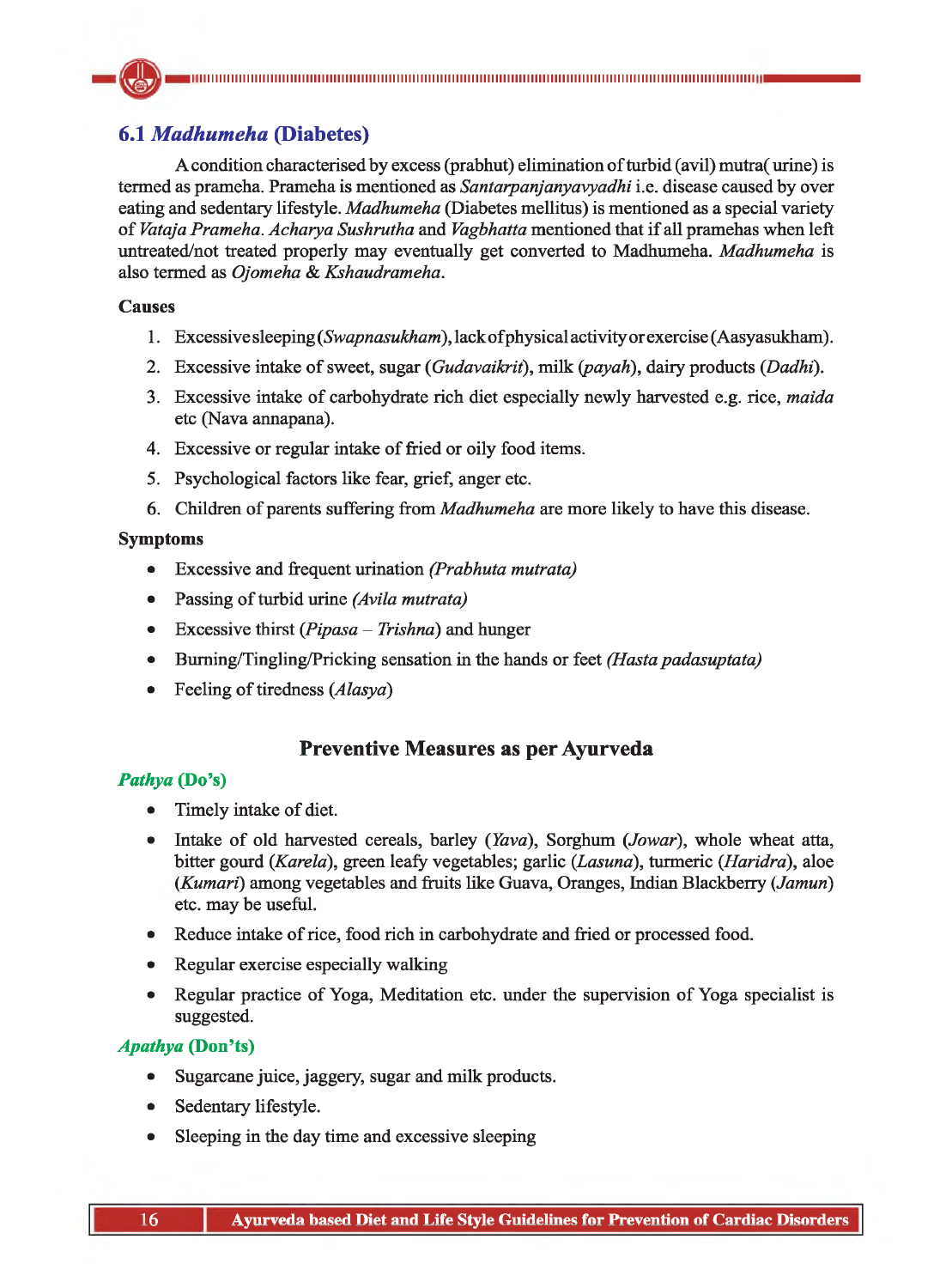## 6.1 *Madhumeha* (Diabetes)

A condition characterised by excess (prabhut) elimination of turbid (avil) mutra( urine) is termed as prameha. Prameha is mentioned as *Santarpanjanyavyadhi* i.e. disease caused by over eating and sedentary lifestyle. *Madhumeha* (Diabetes mellitus) is mentioned as a special variety of *Vataja Prameha*. *Acharya Sushrutha* and *Vagbhatta* mentioned that if all pramehas when left untreated/not treated properly may eventually get converted to Madhumeha. *Madhumeha* is also termed as *Ojomeha* & *Kshaudrameha*.

**Causes**

1. Excessive sleeping (*Swapnasukham*), lack of physical activity or exercise (Aasyasukham).
2. Excessive intake of sweet, sugar (*Gudavaikrit*), milk (*payah*), dairy products (*Dadhi*).
3. Excessive intake of carbohydrate rich diet especially newly harvested e.g. rice, *maida* etc (Nava annapana).
4. Excessive or regular intake of fried or oily food items.
5. Psychological factors like fear, grief, anger etc.
6. Children of parents suffering from *Madhumeha* are more likely to have this disease.

**Symptoms**

- Excessive and frequent urination *(Prabhuta mutrata)*
- Passing of turbid urine *(Avila mutrata)*
- Excessive thirst (*Pipasa – Trishna*) and hunger
- Burning/Tingling/Pricking sensation in the hands or feet *(Hasta padasuptata)*
- Feeling of tiredness (*Alasya*)

### Preventive Measures as per Ayurveda

***Pathya* (Do's)**

- Timely intake of diet.
- Intake of old harvested cereals, barley (*Yava*), Sorghum (*Jowar*), whole wheat atta, bitter gourd (*Karela*), green leafy vegetables; garlic (*Lasuna*), turmeric (*Haridra*), aloe (*Kumari*) among vegetables and fruits like Guava, Oranges, Indian Blackberry (*Jamun*) etc. may be useful.
- Reduce intake of rice, food rich in carbohydrate and fried or processed food.
- Regular exercise especially walking
- Regular practice of Yoga, Meditation etc. under the supervision of Yoga specialist is suggested.

***Apathya* (Don'ts)**

- Sugarcane juice, jaggery, sugar and milk products.
- Sedentary lifestyle.
- Sleeping in the day time and excessive sleeping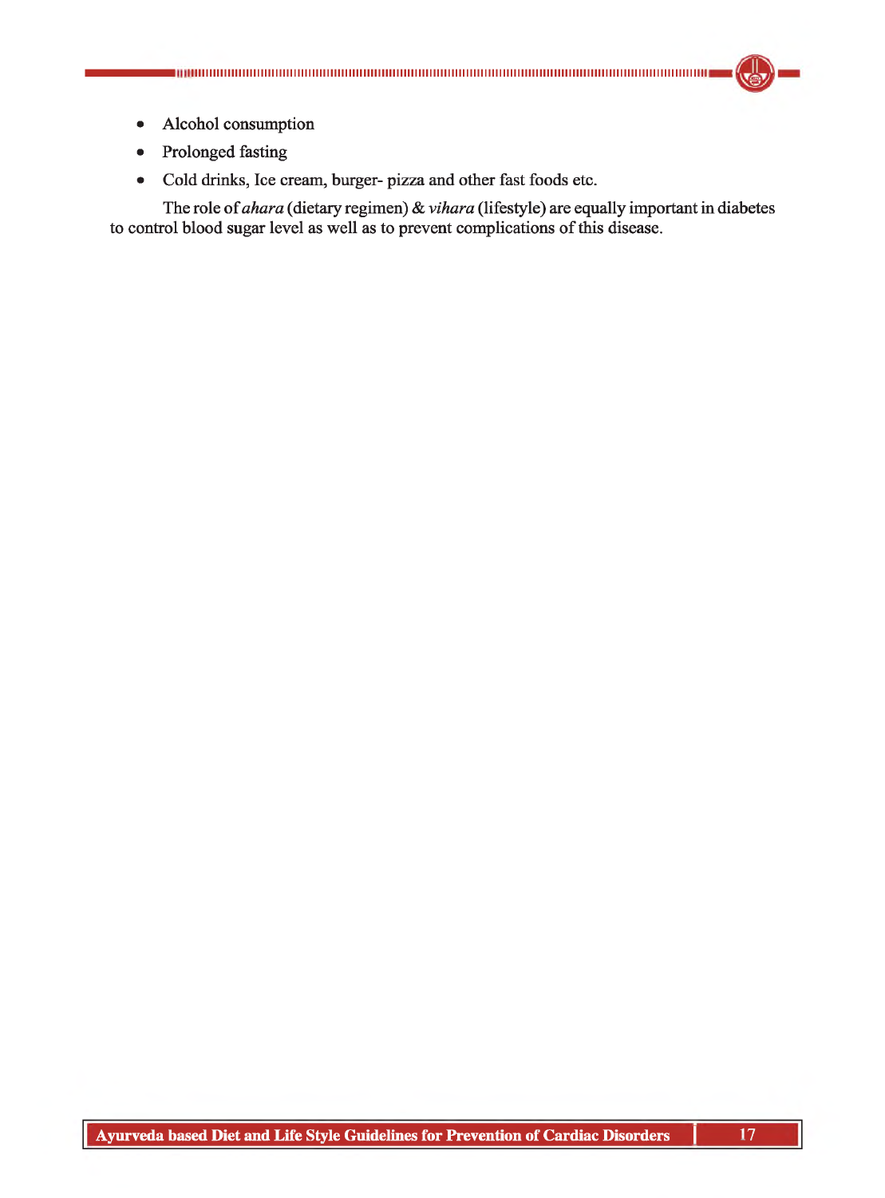- Alcohol consumption
- Prolonged fasting
- Cold drinks, Ice cream, burger- pizza and other fast foods etc.

The role of *ahara* (dietary regimen) & *vihara* (lifestyle) are equally important in diabetes to control blood sugar level as well as to prevent complications of this disease.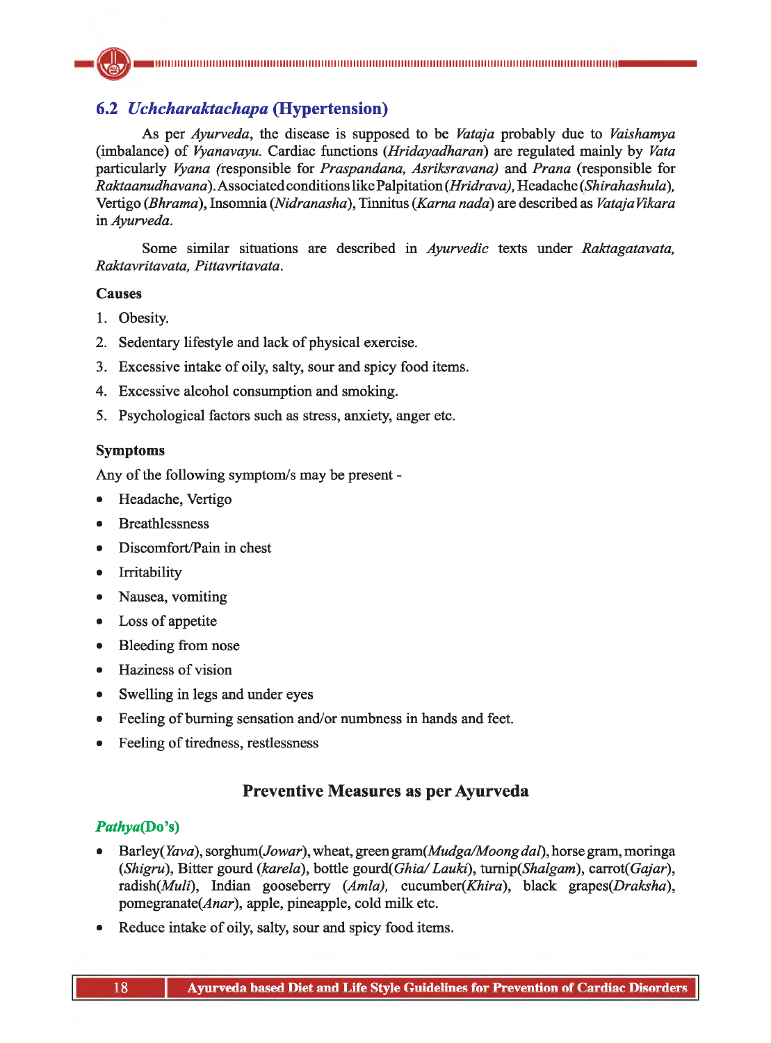## 6.2 *Uchcharaktachapa* (Hypertension)

As per *Ayurveda*, the disease is supposed to be *Vataja* probably due to *Vaishamya* (imbalance) of *Vyanavayu*. Cardiac functions (*Hridayadharan*) are regulated mainly by *Vata* particularly *Vyana (*responsible for *Praspandana, Asriksravana)* and *Prana* (responsible for *Raktaanudhavana*). Associated conditions like Palpitation (*Hridrava),* Headache (*Shirahashula*), Vertigo (*Bhrama*), Insomnia (*Nidranasha*), Tinnitus (*Karna nada*) are described as *Vataja Vikara* in *Ayurveda*.

Some similar situations are described in *Ayurvedic* texts under *Raktagatavata, Raktavritavata, Pittavritavata*.

**Causes**

1. Obesity.
2. Sedentary lifestyle and lack of physical exercise.
3. Excessive intake of oily, salty, sour and spicy food items.
4. Excessive alcohol consumption and smoking.
5. Psychological factors such as stress, anxiety, anger etc.

**Symptoms**

Any of the following symptom/s may be present -

- Headache, Vertigo
- Breathlessness
- Discomfort/Pain in chest
- Irritability
- Nausea, vomiting
- Loss of appetite
- Bleeding from nose
- Haziness of vision
- Swelling in legs and under eyes
- Feeling of burning sensation and/or numbness in hands and feet.
- Feeling of tiredness, restlessness

### Preventive Measures as per Ayurveda

***Pathya*(Do's)**

- Barley(*Yava*), sorghum(*Jowar*), wheat, green gram(*Mudga/Moong dal*), horse gram, moringa (*Shigru*), Bitter gourd (*karela*), bottle gourd(*Ghia/ Lauki*), turnip(*Shalgam*), carrot(*Gajar*), radish(*Muli*), Indian gooseberry (*Amla),* cucumber(*Khira*), black grapes(*Draksha*), pomegranate(*Anar*), apple, pineapple, cold milk etc.
- Reduce intake of oily, salty, sour and spicy food items.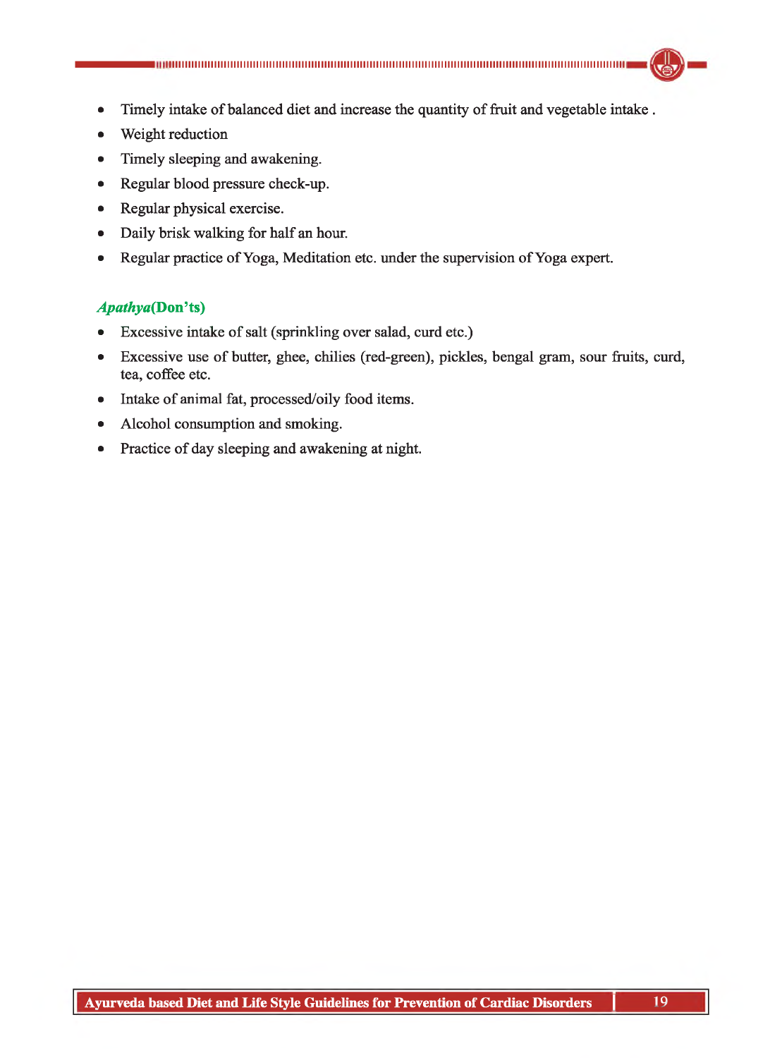- Timely intake of balanced diet and increase the quantity of fruit and vegetable intake .
- Weight reduction
- Timely sleeping and awakening.
- Regular blood pressure check-up.
- Regular physical exercise.
- Daily brisk walking for half an hour.
- Regular practice of Yoga, Meditation etc. under the supervision of Yoga expert.

***Apathya*(Don'ts)**

- Excessive intake of salt (sprinkling over salad, curd etc.)
- Excessive use of butter, ghee, chilies (red-green), pickles, bengal gram, sour fruits, curd, tea, coffee etc.
- Intake of animal fat, processed/oily food items.
- Alcohol consumption and smoking.
- Practice of day sleeping and awakening at night.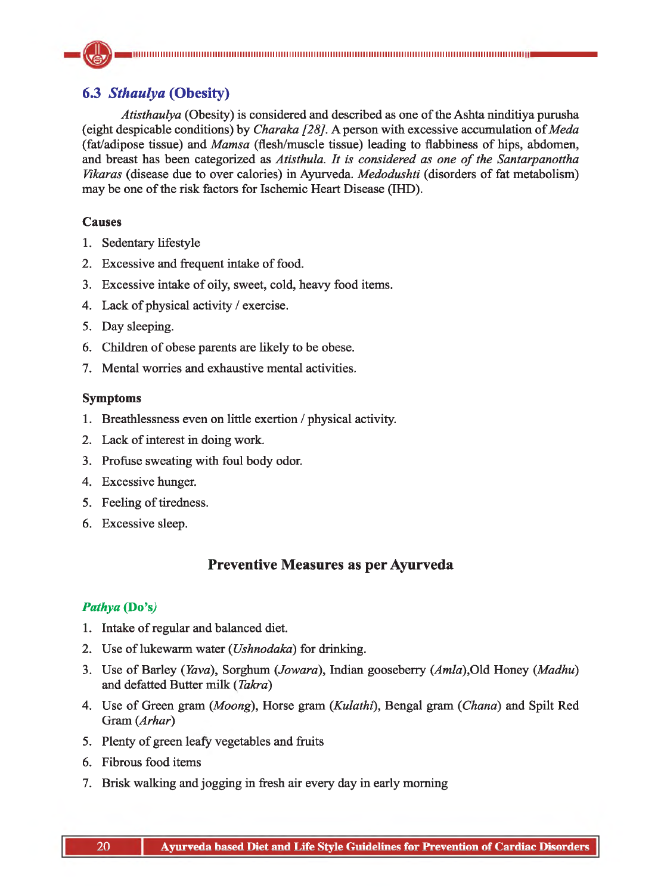## 6.3 *Sthaulya* (Obesity)

*Atisthaulya* (Obesity) is considered and described as one of the Ashta ninditiya purusha (eight despicable conditions) by *Charaka [28]*. A person with excessive accumulation of *Meda* (fat/adipose tissue) and *Mamsa* (flesh/muscle tissue) leading to flabbiness of hips, abdomen, and breast has been categorized as *Atisthula. It is considered as one of the Santarpanottha Vikaras* (disease due to over calories) in Ayurveda. *Medodushti* (disorders of fat metabolism) may be one of the risk factors for Ischemic Heart Disease (IHD).

**Causes**

1. Sedentary lifestyle
2. Excessive and frequent intake of food.
3. Excessive intake of oily, sweet, cold, heavy food items.
4. Lack of physical activity / exercise.
5. Day sleeping.
6. Children of obese parents are likely to be obese.
7. Mental worries and exhaustive mental activities.

**Symptoms**

1. Breathlessness even on little exertion / physical activity.
2. Lack of interest in doing work.
3. Profuse sweating with foul body odor.
4. Excessive hunger.
5. Feeling of tiredness.
6. Excessive sleep.

### Preventive Measures as per Ayurveda

***Pathya* (Do's)**

1. Intake of regular and balanced diet.
2. Use of lukewarm water (*Ushnodaka*) for drinking.
3. Use of Barley (*Yava*), Sorghum (*Jowara*), Indian gooseberry (*Amla*),Old Honey (*Madhu*) and defatted Butter milk (*Takra*)
4. Use of Green gram (*Moong*), Horse gram (*Kulathi*), Bengal gram (*Chana*) and Spilt Red Gram (*Arhar*)
5. Plenty of green leafy vegetables and fruits
6. Fibrous food items
7. Brisk walking and jogging in fresh air every day in early morning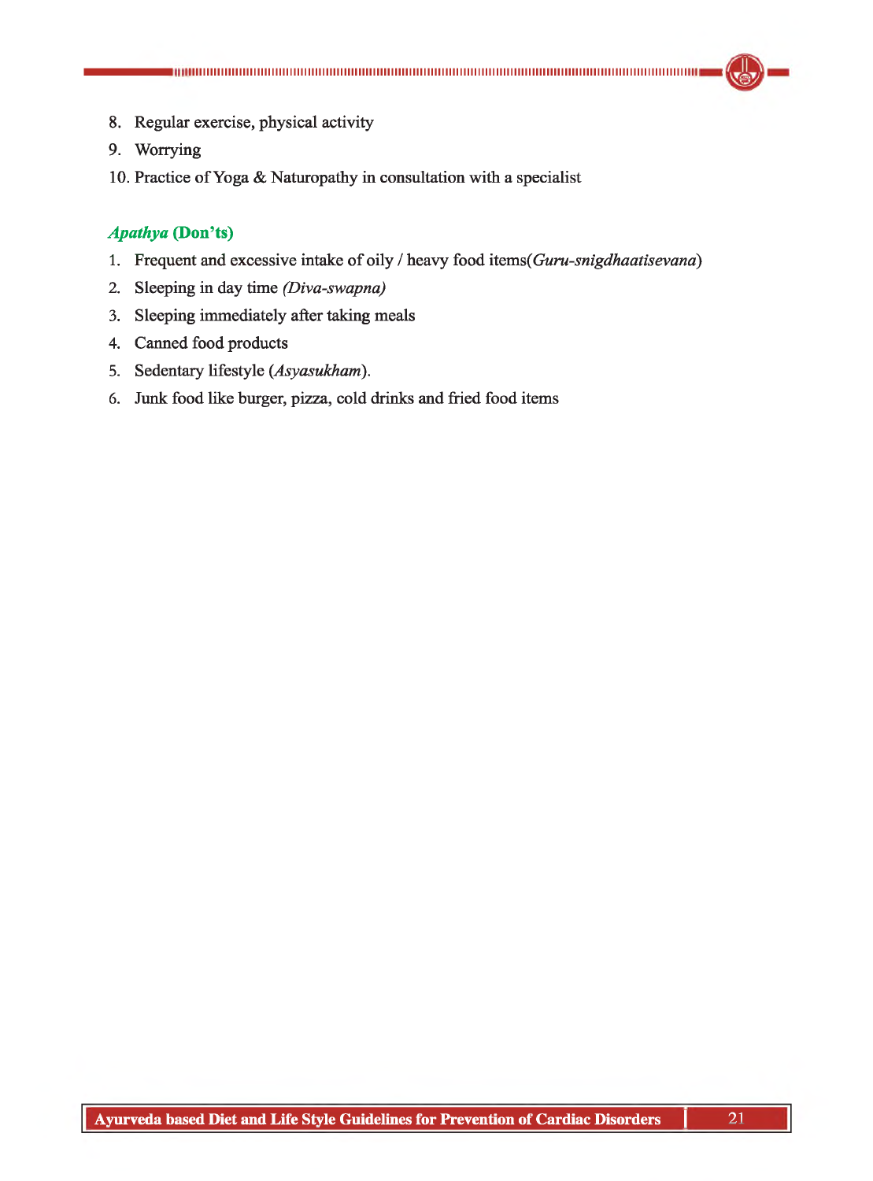8. Regular exercise, physical activity
9. Worrying
10. Practice of Yoga & Naturopathy in consultation with a specialist

### *Apathya* (Don'ts)

1. Frequent and excessive intake of oily / heavy food items(*Guru-snigdhaatisevana*)
2. Sleeping in day time *(Diva-swapna)*
3. Sleeping immediately after taking meals
4. Canned food products
5. Sedentary lifestyle (*Asyasukham*).
6. Junk food like burger, pizza, cold drinks and fried food items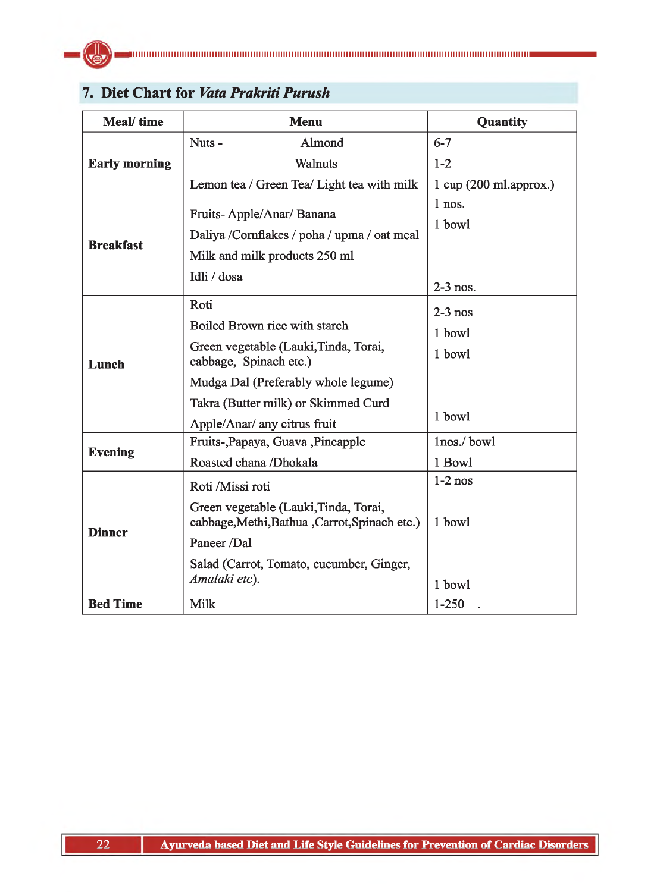## 7. Diet Chart for *Vata Prakriti Purush*

| Meal/ time | Menu | Quantity |
|---|---|---|
| Early morning | Nuts - Almond<br>Walnuts<br>Lemon tea / Green Tea/ Light tea with milk | 6-7<br>1-2<br>1 cup (200 ml.approx.) |
| Breakfast | Fruits- Apple/Anar/ Banana<br>Daliya /Cornflakes / poha / upma / oat meal<br>Milk and milk products 250 ml<br>Idli / dosa | 1 nos.<br>1 bowl<br><br>2-3 nos. |
| Lunch | Roti<br>Boiled Brown rice with starch<br>Green vegetable (Lauki,Tinda, Torai, cabbage, Spinach etc.)<br>Mudga Dal (Preferably whole legume)<br>Takra (Butter milk) or Skimmed Curd<br>Apple/Anar/ any citrus fruit | 2-3 nos<br>1 bowl<br>1 bowl<br><br><br>1 bowl |
| Evening | Fruits-,Papaya, Guava ,Pineapple<br>Roasted chana /Dhokala | 1nos./ bowl<br>1 Bowl |
| Dinner | Roti /Missi roti<br>Green vegetable (Lauki,Tinda, Torai, cabbage,Methi,Bathua ,Carrot,Spinach etc.)<br>Paneer /Dal<br>Salad (Carrot, Tomato, cucumber, Ginger, *Amalaki etc*). | 1-2 nos<br>1 bowl<br><br>1 bowl |
| Bed Time | Milk | 1-250 . |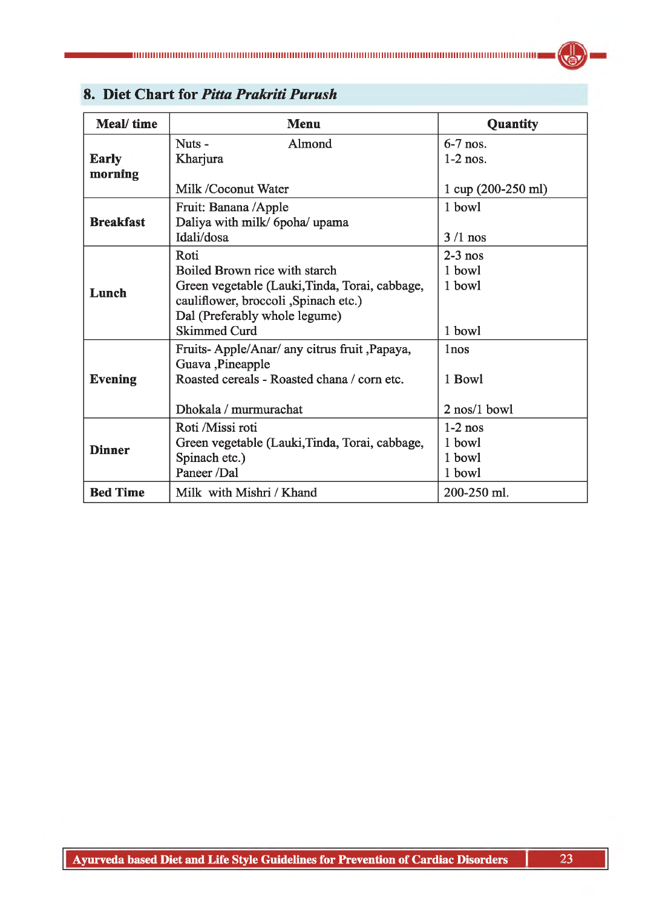## 8. Diet Chart for *Pitta Prakriti Purush*

| Meal/ time | Menu | Quantity |
|---|---|---|
| **Early morning** | Nuts - Almond<br>Kharjura<br><br>Milk /Coconut Water | 6-7 nos.<br>1-2 nos.<br><br>1 cup (200-250 ml) |
| **Breakfast** | Fruit: Banana /Apple<br>Daliya with milk/ 6poha/ upama<br>Idali/dosa | 1 bowl<br><br>3 /1 nos |
| **Lunch** | Roti<br>Boiled Brown rice with starch<br>Green vegetable (Lauki,Tinda, Torai, cabbage, cauliflower, broccoli ,Spinach etc.)<br>Dal (Preferably whole legume)<br>Skimmed Curd | 2-3 nos<br>1 bowl<br>1 bowl<br><br><br>1 bowl |
| **Evening** | Fruits- Apple/Anar/ any citrus fruit ,Papaya, Guava ,Pineapple<br>Roasted cereals - Roasted chana / corn etc.<br><br>Dhokala / murmurachat | 1nos<br><br>1 Bowl<br><br>2 nos/1 bowl |
| **Dinner** | Roti /Missi roti<br>Green vegetable (Lauki,Tinda, Torai, cabbage, Spinach etc.)<br>Paneer /Dal | 1-2 nos<br>1 bowl<br>1 bowl<br>1 bowl |
| **Bed Time** | Milk with Mishri / Khand | 200-250 ml. |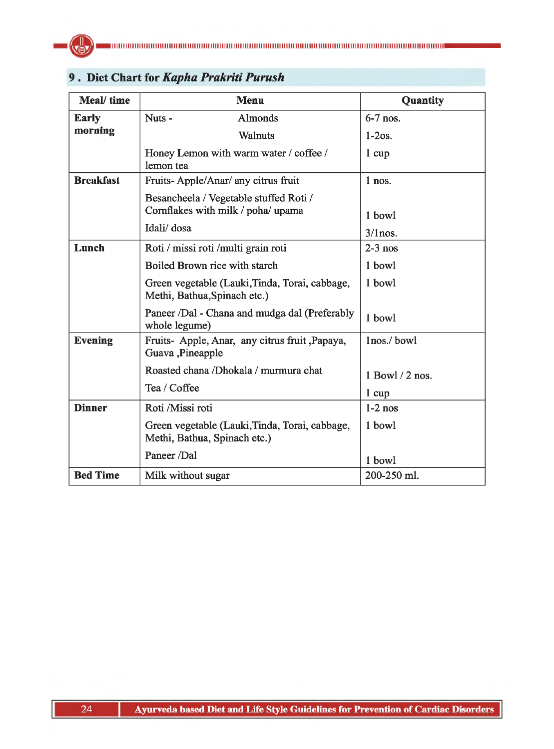## 9. Diet Chart for *Kapha Prakriti Purush*

| Meal/ time | Menu | Quantity |
|---|---|---|
| **Early morning** | Nuts - Almonds | 6-7 nos. |
| | Walnuts | 1-2os. |
| | Honey Lemon with warm water / coffee / lemon tea | 1 cup |
| **Breakfast** | Fruits- Apple/Anar/ any citrus fruit | 1 nos. |
| | Besancheela / Vegetable stuffed Roti / Cornflakes with milk / poha/ upama | 1 bowl |
| | Idali/ dosa | 3/1nos. |
| **Lunch** | Roti / missi roti /multi grain roti | 2-3 nos |
| | Boiled Brown rice with starch | 1 bowl |
| | Green vegetable (Lauki,Tinda, Torai, cabbage, Methi, Bathua,Spinach etc.) | 1 bowl |
| | Paneer /Dal - Chana and mudga dal (Preferably whole legume) | 1 bowl |
| **Evening** | Fruits- Apple, Anar, any citrus fruit ,Papaya, Guava ,Pineapple | 1nos./ bowl |
| | Roasted chana /Dhokala / murmura chat | 1 Bowl / 2 nos. |
| | Tea / Coffee | 1 cup |
| **Dinner** | Roti /Missi roti | 1-2 nos |
| | Green vegetable (Lauki,Tinda, Torai, cabbage, Methi, Bathua, Spinach etc.) | 1 bowl |
| | Paneer /Dal | 1 bowl |
| **Bed Time** | Milk without sugar | 200-250 ml. |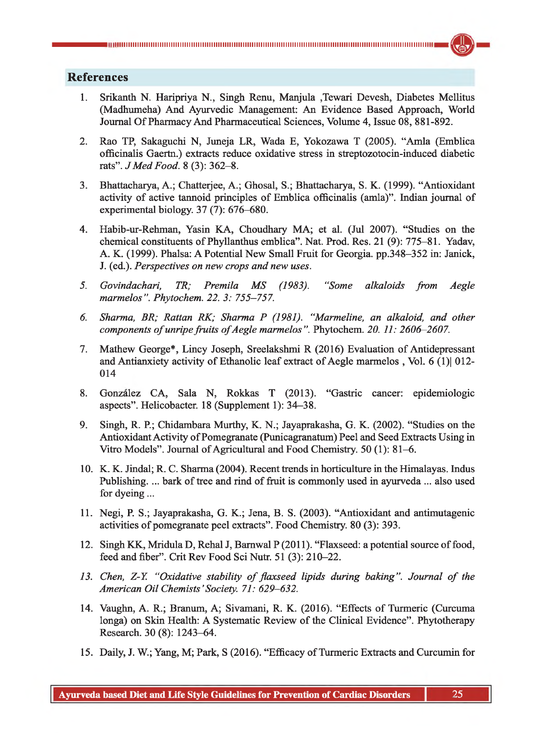## References

1. Srikanth N. Haripriya N., Singh Renu, Manjula ,Tewari Devesh, Diabetes Mellitus (Madhumeha) And Ayurvedic Management: An Evidence Based Approach, World Journal Of Pharmacy And Pharmaceutical Sciences, Volume 4, Issue 08, 881-892.
2. Rao TP, Sakaguchi N, Juneja LR, Wada E, Yokozawa T (2005). "Amla (Emblica officinalis Gaertn.) extracts reduce oxidative stress in streptozotocin-induced diabetic rats". *J Med Food*. 8 (3): 362–8.
3. Bhattacharya, A.; Chatterjee, A.; Ghosal, S.; Bhattacharya, S. K. (1999). "Antioxidant activity of active tannoid principles of Emblica officinalis (amla)". Indian journal of experimental biology. 37 (7): 676–680.
4. Habib-ur-Rehman, Yasin KA, Choudhary MA; et al. (Jul 2007). "Studies on the chemical constituents of Phyllanthus emblica". Nat. Prod. Res. 21 (9): 775–81. Yadav, A. K. (1999). Phalsa: A Potential New Small Fruit for Georgia. pp.348–352 in: Janick, J. (ed.). *Perspectives on new crops and new uses*.
5. *Govindachari, TR; Premila MS (1983). "Some alkaloids from Aegle marmelos". Phytochem. 22. 3: 755–757.*
6. *Sharma, BR; Rattan RK; Sharma P (1981). "Marmeline, an alkaloid, and other components of unripe fruits of Aegle marmelos".* Phytochem. *20. 11: 2606–2607.*
7. Mathew George*, Lincy Joseph, Sreelakshmi R (2016) Evaluation of Antidepressant and Antianxiety activity of Ethanolic leaf extract of Aegle marmelos , Vol. 6 (1)| 012-014
8. González CA, Sala N, Rokkas T (2013). "Gastric cancer: epidemiologic aspects". Helicobacter. 18 (Supplement 1): 34–38.
9. Singh, R. P.; Chidambara Murthy, K. N.; Jayaprakasha, G. K. (2002). "Studies on the Antioxidant Activity of Pomegranate (Punicagranatum) Peel and Seed Extracts Using in Vitro Models". Journal of Agricultural and Food Chemistry. 50 (1): 81–6.
10. K. K. Jindal; R. C. Sharma (2004). Recent trends in horticulture in the Himalayas. Indus Publishing. ... bark of tree and rind of fruit is commonly used in ayurveda ... also used for dyeing ...
11. Negi, P. S.; Jayaprakasha, G. K.; Jena, B. S. (2003). "Antioxidant and antimutagenic activities of pomegranate peel extracts". Food Chemistry. 80 (3): 393.
12. Singh KK, Mridula D, Rehal J, Barnwal P (2011). "Flaxseed: a potential source of food, feed and fiber". Crit Rev Food Sci Nutr. 51 (3): 210–22.
13. *Chen, Z-Y. "Oxidative stability of flaxseed lipids during baking". Journal of the American Oil Chemists' Society. 71: 629–632.*
14. Vaughn, A. R.; Branum, A; Sivamani, R. K. (2016). "Effects of Turmeric (Curcuma longa) on Skin Health: A Systematic Review of the Clinical Evidence". Phytotherapy Research. 30 (8): 1243–64.
15. Daily, J. W.; Yang, M; Park, S (2016). "Efficacy of Turmeric Extracts and Curcumin for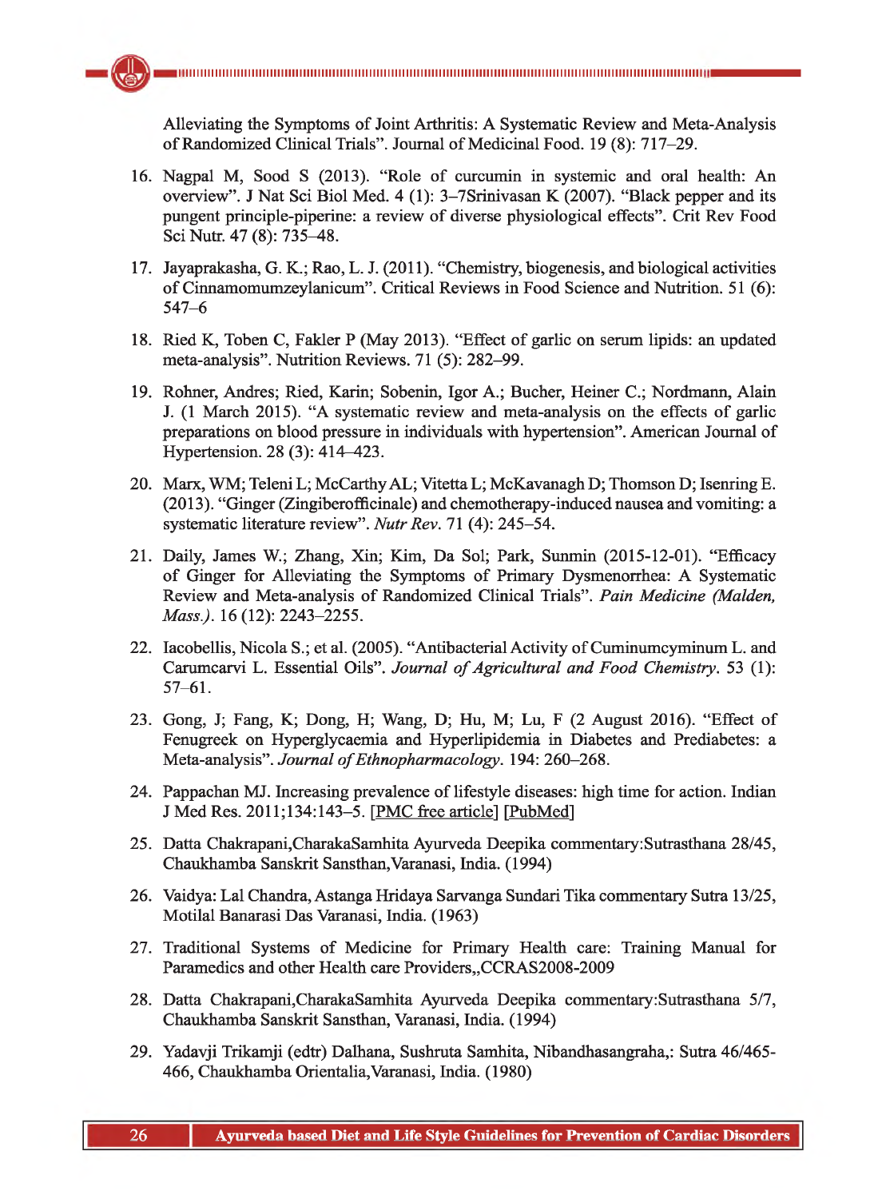Alleviating the Symptoms of Joint Arthritis: A Systematic Review and Meta-Analysis of Randomized Clinical Trials". Journal of Medicinal Food. 19 (8): 717–29.

16. Nagpal M, Sood S (2013). "Role of curcumin in systemic and oral health: An overview". J Nat Sci Biol Med. 4 (1): 3–7Srinivasan K (2007). "Black pepper and its pungent principle-piperine: a review of diverse physiological effects". Crit Rev Food Sci Nutr. 47 (8): 735–48.
17. Jayaprakasha, G. K.; Rao, L. J. (2011). "Chemistry, biogenesis, and biological activities of Cinnamomumzeylanicum". Critical Reviews in Food Science and Nutrition. 51 (6): 547–6
18. Ried K, Toben C, Fakler P (May 2013). "Effect of garlic on serum lipids: an updated meta-analysis". Nutrition Reviews. 71 (5): 282–99.
19. Rohner, Andres; Ried, Karin; Sobenin, Igor A.; Bucher, Heiner C.; Nordmann, Alain J. (1 March 2015). "A systematic review and meta-analysis on the effects of garlic preparations on blood pressure in individuals with hypertension". American Journal of Hypertension. 28 (3): 414–423.
20. Marx, WM; Teleni L; McCarthy AL; Vitetta L; McKavanagh D; Thomson D; Isenring E. (2013). "Ginger (Zingiberofficinale) and chemotherapy-induced nausea and vomiting: a systematic literature review". *Nutr Rev*. 71 (4): 245–54.
21. Daily, James W.; Zhang, Xin; Kim, Da Sol; Park, Sunmin (2015-12-01). "Efficacy of Ginger for Alleviating the Symptoms of Primary Dysmenorrhea: A Systematic Review and Meta-analysis of Randomized Clinical Trials". *Pain Medicine (Malden, Mass.)*. 16 (12): 2243–2255.
22. Iacobellis, Nicola S.; et al. (2005). "Antibacterial Activity of Cuminumcyminum L. and Carumcarvi L. Essential Oils". *Journal of Agricultural and Food Chemistry*. 53 (1): 57–61.
23. Gong, J; Fang, K; Dong, H; Wang, D; Hu, M; Lu, F (2 August 2016). "Effect of Fenugreek on Hyperglycaemia and Hyperlipidemia in Diabetes and Prediabetes: a Meta-analysis". *Journal of Ethnopharmacology*. 194: 260–268.
24. Pappachan MJ. Increasing prevalence of lifestyle diseases: high time for action. Indian J Med Res. 2011;134:143–5. [PMC free article] [PubMed]
25. Datta Chakrapani,CharakaSamhita Ayurveda Deepika commentary:Sutrasthana 28/45, Chaukhamba Sanskrit Sansthan,Varanasi, India. (1994)
26. Vaidya: Lal Chandra, Astanga Hridaya Sarvanga Sundari Tika commentary Sutra 13/25, Motilal Banarasi Das Varanasi, India. (1963)
27. Traditional Systems of Medicine for Primary Health care: Training Manual for Paramedics and other Health care Providers,,CCRAS2008-2009
28. Datta Chakrapani,CharakaSamhita Ayurveda Deepika commentary:Sutrasthana 5/7, Chaukhamba Sanskrit Sansthan, Varanasi, India. (1994)
29. Yadavji Trikamji (edtr) Dalhana, Sushruta Samhita, Nibandhasangraha,: Sutra 46/465-466, Chaukhamba Orientalia,Varanasi, India. (1980)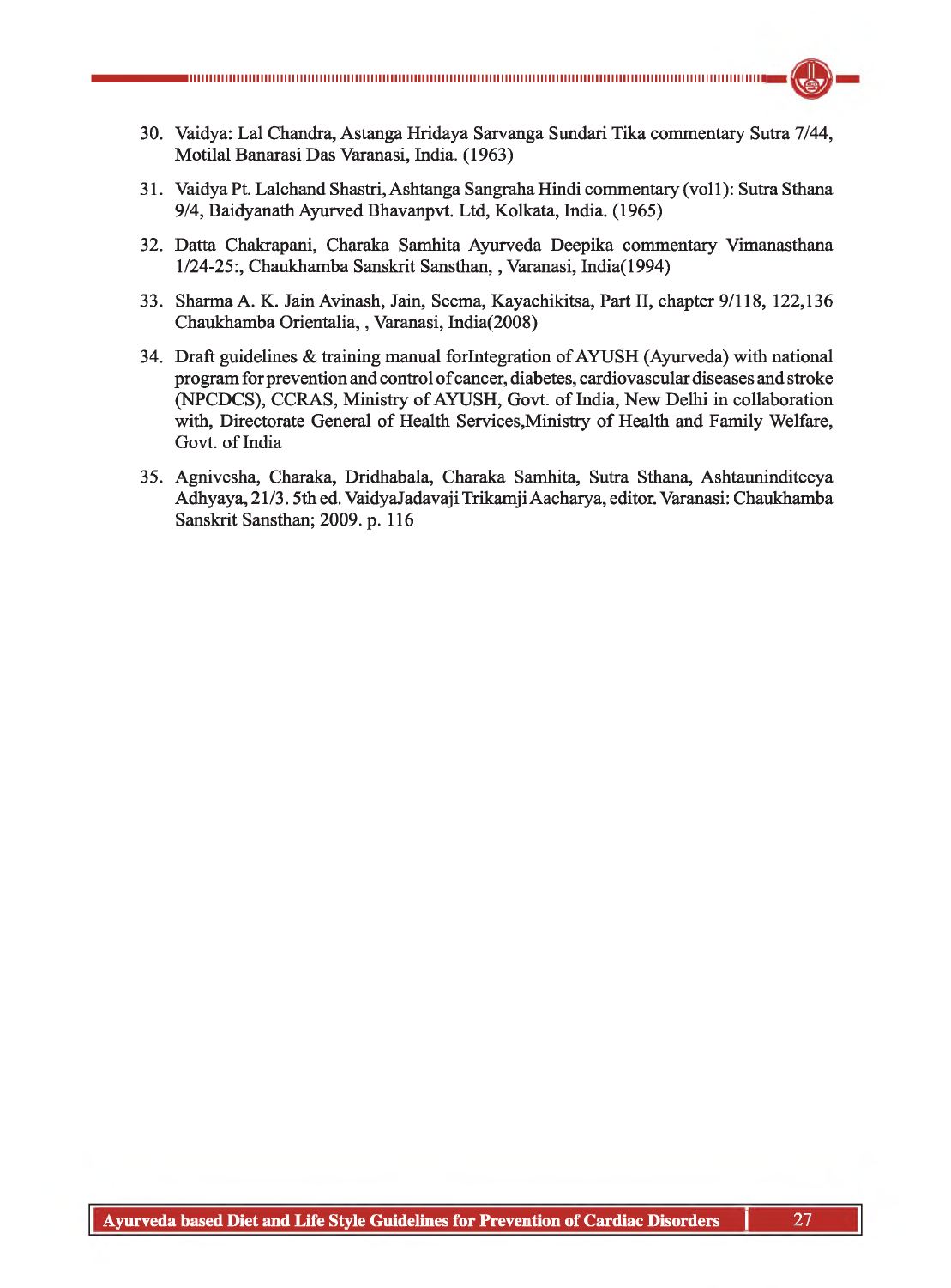30. Vaidya: Lal Chandra, Astanga Hridaya Sarvanga Sundari Tika commentary Sutra 7/44, Motilal Banarasi Das Varanasi, India. (1963)

31. Vaidya Pt. Lalchand Shastri, Ashtanga Sangraha Hindi commentary (vol1): Sutra Sthana 9/4, Baidyanath Ayurved Bhavanpvt. Ltd, Kolkata, India. (1965)

32. Datta Chakrapani, Charaka Samhita Ayurveda Deepika commentary Vimanasthana 1/24-25:, Chaukhamba Sanskrit Sansthan, , Varanasi, India(1994)

33. Sharma A. K. Jain Avinash, Jain, Seema, Kayachikitsa, Part II, chapter 9/118, 122,136 Chaukhamba Orientalia, , Varanasi, India(2008)

34. Draft guidelines & training manual forIntegration of AYUSH (Ayurveda) with national program for prevention and control of cancer, diabetes, cardiovascular diseases and stroke (NPCDCS), CCRAS, Ministry of AYUSH, Govt. of India, New Delhi in collaboration with, Directorate General of Health Services,Ministry of Health and Family Welfare, Govt. of India

35. Agnivesha, Charaka, Dridhabala, Charaka Samhita, Sutra Sthana, Ashtauninditeeya Adhyaya, 21/3. 5th ed. VaidyaJadavaji Trikamji Aacharya, editor. Varanasi: Chaukhamba Sanskrit Sansthan; 2009. p. 116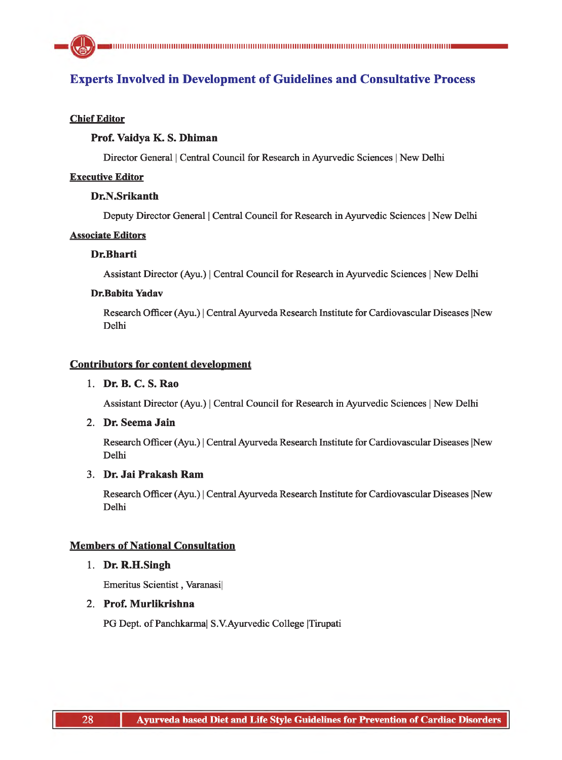## Experts Involved in Development of Guidelines and Consultative Process

**Chief Editor**

**Prof. Vaidya K. S. Dhiman**

Director General | Central Council for Research in Ayurvedic Sciences | New Delhi

**Executive Editor**

**Dr.N.Srikanth**

Deputy Director General | Central Council for Research in Ayurvedic Sciences | New Delhi

**Associate Editors**

**Dr.Bharti**

Assistant Director (Ayu.) | Central Council for Research in Ayurvedic Sciences | New Delhi

**Dr.Babita Yadav**

Research Officer (Ayu.) | Central Ayurveda Research Institute for Cardiovascular Diseases |New Delhi

**Contributors for content development**

1. **Dr. B. C. S. Rao**

   Assistant Director (Ayu.) | Central Council for Research in Ayurvedic Sciences | New Delhi

2. **Dr. Seema Jain**

   Research Officer (Ayu.) | Central Ayurveda Research Institute for Cardiovascular Diseases |New Delhi

3. **Dr. Jai Prakash Ram**

   Research Officer (Ayu.) | Central Ayurveda Research Institute for Cardiovascular Diseases |New Delhi

**Members of National Consultation**

1. **Dr. R.H.Singh**

   Emeritus Scientist , Varanasi|

2. **Prof. Murlikrishna**

   PG Dept. of Panchkarma| S.V.Ayurvedic College |Tirupati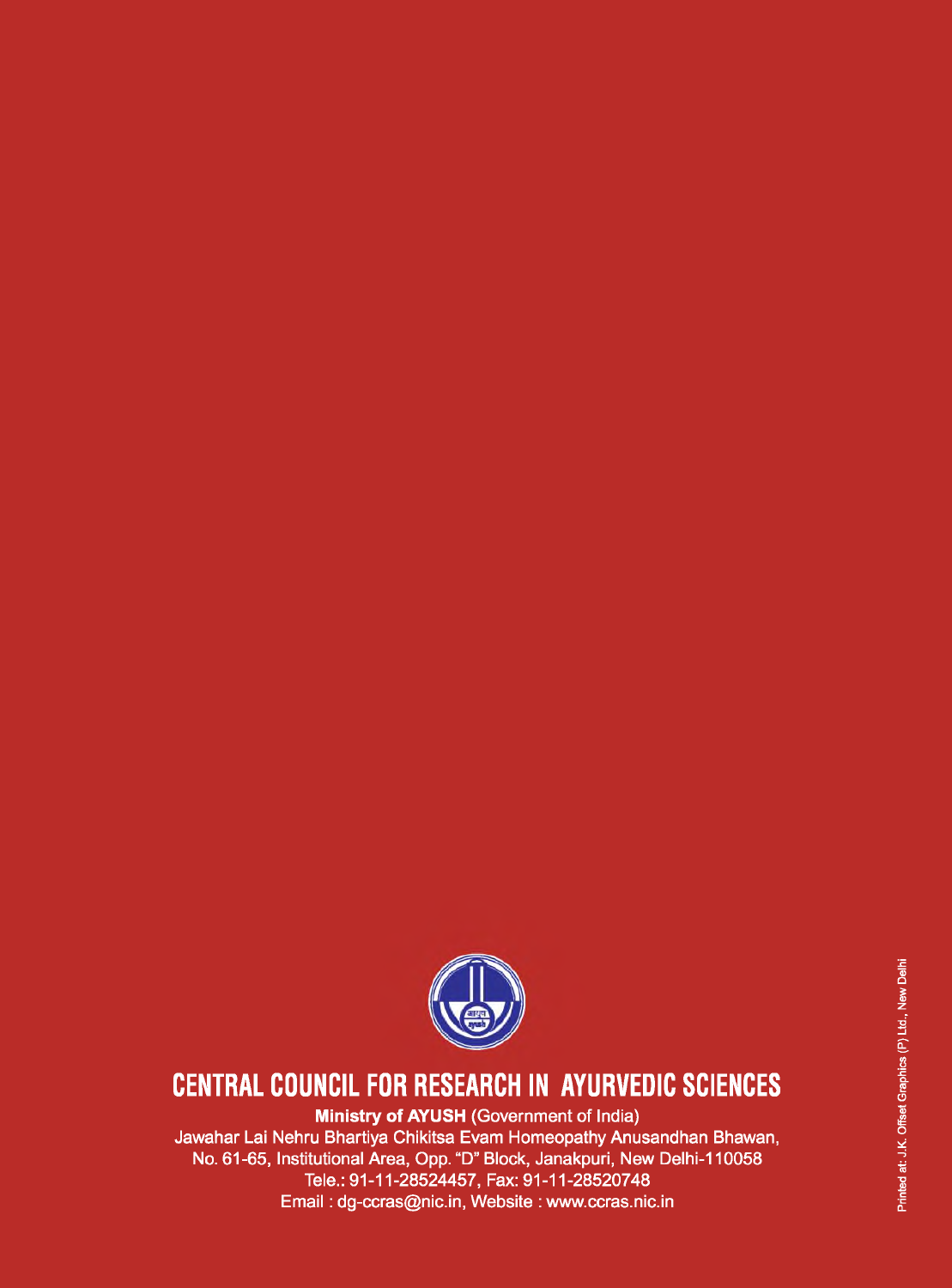# CENTRAL COUNCIL FOR RESEARCH IN AYURVEDIC SCIENCES

**Ministry of AYUSH** (Government of India)
Jawahar Lai Nehru Bhartiya Chikitsa Evam Homeopathy Anusandhan Bhawan,
No. 61-65, Institutional Area, Opp. "D" Block, Janakpuri, New Delhi-110058
Tele.: 91-11-28524457, Fax: 91-11-28520748
Email : dg-ccras@nic.in, Website : www.ccras.nic.in

Printed at: J.K. Offset Graphics (P) Ltd., New Delhi